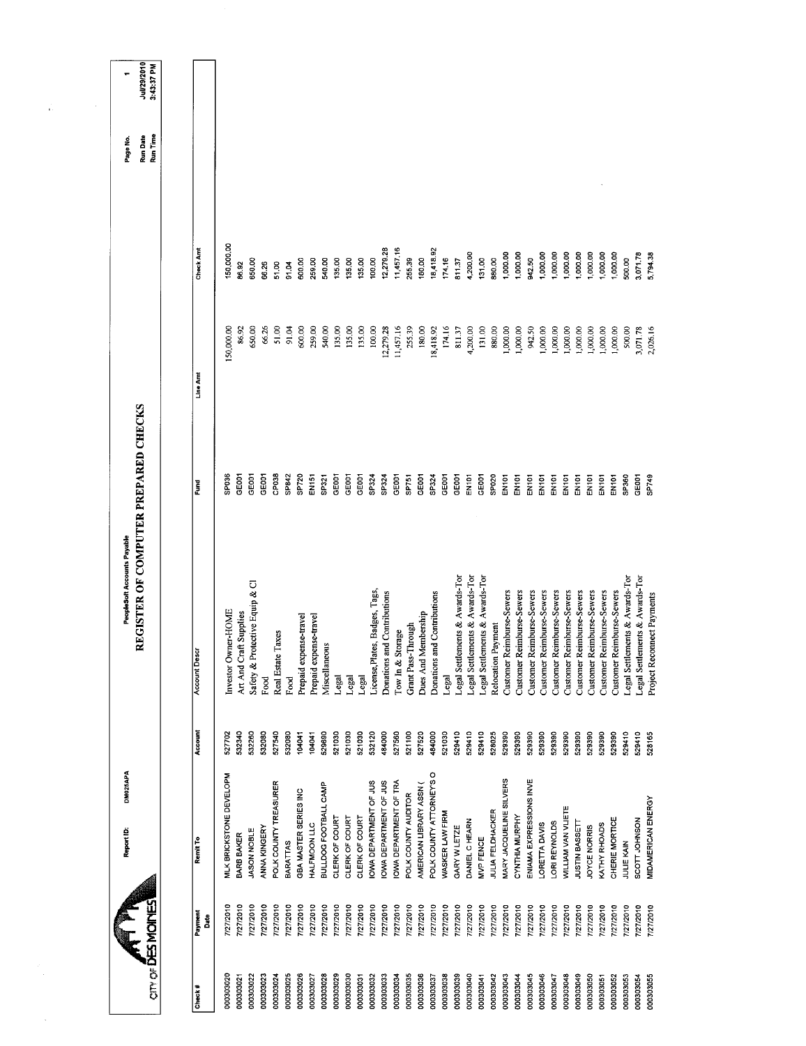CITY OF DES MOINES

Report ID: DM025APA

PeopleSoft Accounts Payable

# REGISTER OF COMPUTER PREPARED CHECKS

Page No. 1
Run Date Jul/29/2010
Run Time 3:43:37 PM

| Check # | Payment Date | Remit To | Account | Account Descr | Fund | Line Amt | Check Amt |
|---|---|---|---|---|---|---|---|
| 000303020 | 7/27/2010 | MLK BRICKSTONE DEVELOPM | 527702 | Investor Owner-HOME | SP036 | 150,000.00 | 150,000.00 |
| 000303021 | 7/27/2010 | BARB BAKER | 532340 | Art And Craft Supplies | GE001 | 86.92 | 86.92 |
| 000303022 | 7/27/2010 | JASON NOBLE | 532260 | Safety & Protective Equip & Cl | GE001 | 650.00 | 650.00 |
| 000303023 | 7/27/2010 | ANNA KINGERY | 532080 | Food | GE001 | 66.26 | 66.26 |
| 000303024 | 7/27/2010 | POLK COUNTY TREASURER | 527540 | Real Estate Taxes | CP038 | 51.00 | 51.00 |
| 000303025 | 7/27/2010 | BARATTAS | 532080 | Food | SP842 | 91.04 | 91.04 |
| 000303026 | 7/27/2010 | GBA MASTER SERIES INC | 104041 | Prepaid expense-travel | SP720 | 600.00 | 600.00 |
| 000303027 | 7/27/2010 | HALFMOON LLC | 104041 | Prepaid expense-travel | EN151 | 259.00 | 259.00 |
| 000303028 | 7/27/2010 | BULLDOG FOOTBALL CAMP | 529680 | Miscellaneous | SP321 | 540.00 | 540.00 |
| 000303029 | 7/27/2010 | CLERK OF COURT | 521030 | Legal | GE001 | 135.00 | 135.00 |
| 000303030 | 7/27/2010 | CLERK OF COURT | 521030 | Legal | GE001 | 135.00 | 135.00 |
| 000303031 | 7/27/2010 | CLERK OF COURT | 521030 | Legal | GE001 | 135.00 | 135.00 |
| 000303032 | 7/27/2010 | IOWA DEPARTMENT OF JUS | 532120 | License,Plates, Badges, Tags, | SP324 | 100.00 | 100.00 |
| 000303033 | 7/27/2010 | IOWA DEPARTMENT OF JUS | 484000 | Donations and Contributions | SP324 | 12,279.28 | 12,279.28 |
| 000303034 | 7/27/2010 | IOWA DEPARTMENT OF TRA | 527560 | Tow In & Storage | GE001 | 11,457.16 | 11,457.16 |
| 000303035 | 7/27/2010 | POLK COUNTY AUDITOR | 521100 | Grant Pass-Through | SP751 | 255.39 | 255.39 |
| 000303036 | 7/27/2010 | AMERICAN LIBRARY ASSN ( | 527520 | Dues And Membership | GE001 | 180.00 | 180.00 |
| 000303037 | 7/27/2010 | POLK COUNTY ATTORNEY'S O | 484000 | Donations and Contributions | SP324 | 18,418.92 | 18,418.92 |
| 000303038 | 7/27/2010 | WASKER LAW FIRM | 521030 | Legal | GE001 | 174.16 | 174.16 |
| 000303039 | 7/27/2010 | GARY W LETZE | 529410 | Legal Settlements & Awards-Tor | GE001 | 811.37 | 811.37 |
| 000303040 | 7/27/2010 | DANIEL C HEARN | 529410 | Legal Settlements & Awards-Tor | EN101 | 4,200.00 | 4,200.00 |
| 000303041 | 7/27/2010 | MVP FENCE | 529410 | Legal Settlements & Awards-Tor | GE001 | 131.00 | 131.00 |
| 000303042 | 7/27/2010 | JULIA FELDHACKER | 528025 | Relocation Payment | SP020 | 880.00 | 880.00 |
| 000303043 | 7/27/2010 | MARY JACQUELINE SILVERS | 529390 | Customer Reimburse-Sewers | EN101 | 1,000.00 | 1,000.00 |
| 000303044 | 7/27/2010 | CYNTHIA MURPHY | 529390 | Customer Reimburse-Sewers | EN101 | 1,000.00 | 1,000.00 |
| 000303045 | 7/27/2010 | ENIAMA EXPRESSIONS INVE | 529390 | Customer Reimburse-Sewers | EN101 | 942.50 | 942.50 |
| 000303046 | 7/27/2010 | LORETTA DAVIS | 529390 | Customer Reimburse-Sewers | EN101 | 1,000.00 | 1,000.00 |
| 000303047 | 7/27/2010 | LORI REYNOLDS | 529390 | Customer Reimburse-Sewers | EN101 | 1,000.00 | 1,000.00 |
| 000303048 | 7/27/2010 | WILLIAM VAN VLIETE | 529390 | Customer Reimburse-Sewers | EN101 | 1,000.00 | 1,000.00 |
| 000303049 | 7/27/2010 | JUSTIN BASSETT | 529390 | Customer Reimburse-Sewers | EN101 | 1,000.00 | 1,000.00 |
| 000303050 | 7/27/2010 | JOYCE NORRIS | 529390 | Customer Reimburse-Sewers | EN101 | 1,000.00 | 1,000.00 |
| 000303051 | 7/27/2010 | KATHY RHOADS | 529390 | Customer Reimburse-Sewers | EN101 | 1,000.00 | 1,000.00 |
| 000303052 | 7/27/2010 | CHERIE MORTICE | 529390 | Customer Reimburse-Sewers | EN101 | 1,000.00 | 1,000.00 |
| 000303053 | 7/27/2010 | JULIE KAIN | 529410 | Legal Settlements & Awards-Tor | SP360 | 500.00 | 500.00 |
| 000303054 | 7/27/2010 | SCOTT JOHNSON | 529410 | Legal Settlements & Awards-Tor | GE001 | 3,071.78 | 3,071.78 |
| 000303055 | 7/27/2010 | MIDAMERICAN ENERGY | 528165 | Project Reconnect Payments | SP749 | 2,026.16 | 5,794.38 |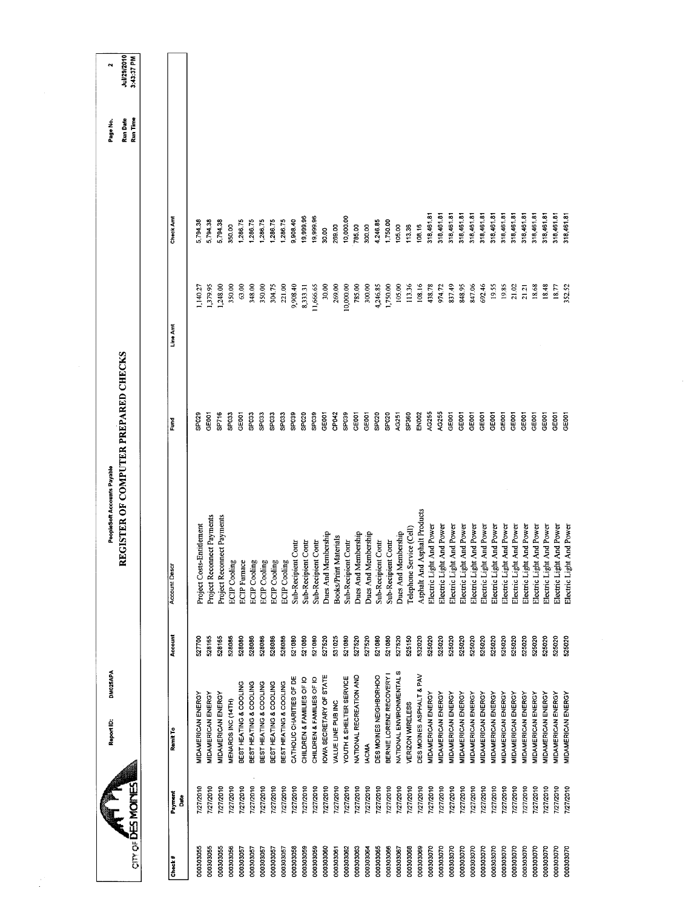CITY OF DES MOINES

Report ID: DM025APA

PeopleSoft Accounts Payable

# REGISTER OF COMPUTER PREPARED CHECKS

Run Date Jul/29/2010
Run Time 3:43:37 PM

| Check # | Payment Date | Remit To | Account | Account Descr | Fund | Line Amt | Check Amt |
|---|---|---|---|---|---|---|---|
| 000303055 | 7/27/2010 | MIDAMERICAN ENERGY | 527700 | Project Costs-Entitlement | SP029 | 1,140.27 | 5,794.38 |
| 000303055 | 7/27/2010 | MIDAMERICAN ENERGY | 528165 | Project Reconnect Payments | GE001 | 1,379.95 | 5,794.38 |
| 000303055 | 7/27/2010 | MIDAMERICAN ENERGY | 528165 | Project Reconnect Payments | SP716 | 1,248.00 | 5,794.38 |
| 000303056 | 7/27/2010 | MENARDS INC (14TH) | 528086 | ECIP Cooling | SP033 | 350.00 | 350.00 |
| 000303057 | 7/27/2010 | BEST HEATING & COOLING | 528080 | ECIP Furnace | GE001 | 63.00 | 1,286.75 |
| 000303057 | 7/27/2010 | BEST HEATING & COOLING | 528086 | ECIP Cooling | SP033 | 348.00 | 1,286.75 |
| 000303057 | 7/27/2010 | BEST HEATING & COOLING | 528086 | ECIP Cooling | SP033 | 350.00 | 1,286.75 |
| 000303057 | 7/27/2010 | BEST HEATING & COOLING | 528086 | ECIP Cooling | SP033 | 304.75 | 1,286.75 |
| 000303057 | 7/27/2010 | BEST HEATING & COOLING | 528086 | ECIP Cooling | SP033 | 221.00 | 1,286.75 |
| 000303058 | 7/27/2010 | CATHOLIC CHARITIES OF DE | 521080 | Sub-Recipient Contr | SP039 | 9,908.40 | 9,908.40 |
| 000303059 | 7/27/2010 | CHILDREN & FAMILIES OF IO | 521080 | Sub-Recipient Contr | SP020 | 8,333.31 | 19,999.96 |
| 000303059 | 7/27/2010 | CHILDREN & FAMILIES OF IO | 521080 | Sub-Recipient Contr | SP039 | 11,666.65 | 19,999.96 |
| 000303060 | 7/27/2010 | IOWA SECRETARY OF STATE | 527520 | Dues And Membership | GE001 | 30.00 | 30.00 |
| 000303061 | 7/27/2010 | VALUE LINE PUB INC | 531025 | Books/Print Materials | CP042 | 269.00 | 269.00 |
| 000303062 | 7/27/2010 | YOUTH & SHELTER SERVICE | 521080 | Sub-Recipient Contr | SP039 | 10,000.00 | 10,000.00 |
| 000303063 | 7/27/2010 | NATIONAL RECREATION AND | 527520 | Dues And Membership | GE001 | 785.00 | 785.00 |
| 000303064 | 7/27/2010 | IACMA | 527520 | Dues And Membership | GE001 | 300.00 | 300.00 |
| 000303065 | 7/27/2010 | DES MOINES NEIGHBORHOO | 521080 | Sub-Recipient Contr | SP020 | 4,246.85 | 4,246.85 |
| 000303066 | 7/27/2010 | BERNIE LORENZ RECOVERY I | 521080 | Sub-Recipient Contr | SP020 | 1,750.00 | 1,750.00 |
| 000303067 | 7/27/2010 | NATIONAL ENVIRONMENTAL S | 527520 | Dues And Membership | AG251 | 105.00 | 105.00 |
| 000303068 | 7/27/2010 | VERIZON WIRELESS | 525150 | Telephone Service (Cell) | SP360 | 113.36 | 113.36 |
| 000303069 | 7/27/2010 | DES MOINES ASPHALT & PAV | 532020 | Asphalt And Asphalt Products | EN002 | 108.16 | 108.16 |
| 000303070 | 7/27/2010 | MIDAMERICAN ENERGY | 525020 | Electric Light And Power | AG255 | 438.78 | 318,461.81 |
| 000303070 | 7/27/2010 | MIDAMERICAN ENERGY | 525020 | Electric Light And Power | AG255 | 974.72 | 318,461.81 |
| 000303070 | 7/27/2010 | MIDAMERICAN ENERGY | 525020 | Electric Light And Power | GE001 | 837.49 | 318,461.81 |
| 000303070 | 7/27/2010 | MIDAMERICAN ENERGY | 525020 | Electric Light And Power | GE001 | 848.95 | 318,461.81 |
| 000303070 | 7/27/2010 | MIDAMERICAN ENERGY | 525020 | Electric Light And Power | GE001 | 847.06 | 318,461.81 |
| 000303070 | 7/27/2010 | MIDAMERICAN ENERGY | 525020 | Electric Light And Power | GE001 | 692.46 | 318,461.81 |
| 000303070 | 7/27/2010 | MIDAMERICAN ENERGY | 525020 | Electric Light And Power | GE001 | 19.55 | 318,461.81 |
| 000303070 | 7/27/2010 | MIDAMERICAN ENERGY | 525020 | Electric Light And Power | GE001 | 19.85 | 318,461.81 |
| 000303070 | 7/27/2010 | MIDAMERICAN ENERGY | 525020 | Electric Light And Power | GE001 | 21.02 | 318,461.81 |
| 000303070 | 7/27/2010 | MIDAMERICAN ENERGY | 525020 | Electric Light And Power | GE001 | 21.21 | 318,461.81 |
| 000303070 | 7/27/2010 | MIDAMERICAN ENERGY | 525020 | Electric Light And Power | GE001 | 18.68 | 318,461.81 |
| 000303070 | 7/27/2010 | MIDAMERICAN ENERGY | 525020 | Electric Light And Power | GE001 | 18.48 | 318,461.81 |
| 000303070 | 7/27/2010 | MIDAMERICAN ENERGY | 525020 | Electric Light And Power | GE001 | 18.77 | 318,461.81 |
| 000303070 | 7/27/2010 | MIDAMERICAN ENERGY | 525020 | Electric Light And Power | GE001 | 352.52 | 318,461.81 |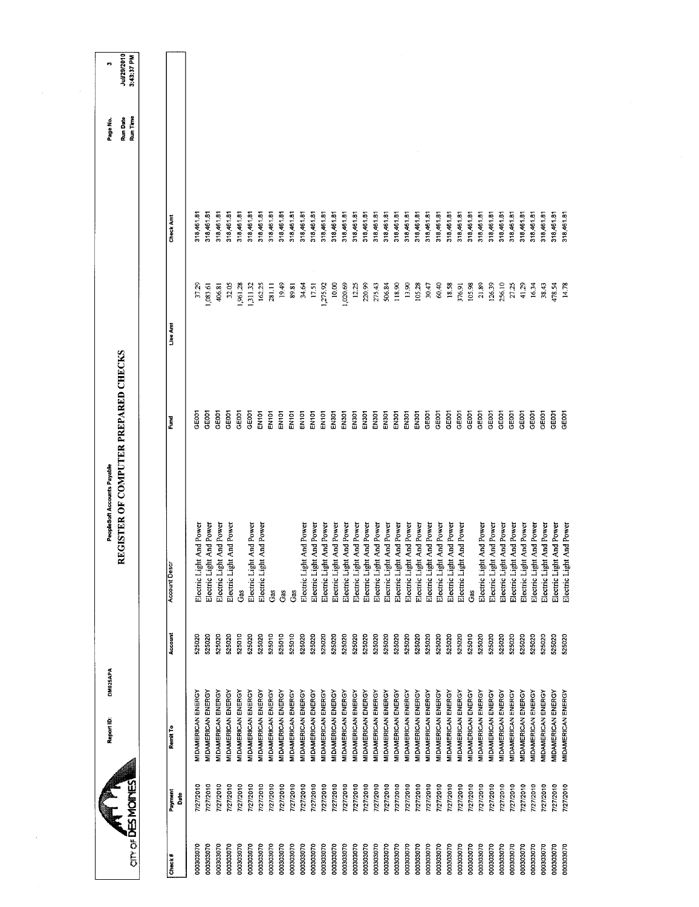CITY OF DES MOINES

Report ID: DM025APA

PeopleSoft Accounts Payable

# REGISTER OF COMPUTER PREPARED CHECKS

Page No. 3
Run Date Jul/29/2010
Run Time 3:43:37 PM

| Check # | Payment Date | Remit To | Account | Account Descr | Fund | Line Amt | Check Amt |
|---|---|---|---|---|---|---|---|
| 000303070 | 7/27/2010 | MIDAMERICAN ENERGY | 525020 | Electric Light And Power | GE001 | 37.29 | 318,461.81 |
| 000303070 | 7/27/2010 | MIDAMERICAN ENERGY | 525020 | Electric Light And Power | GE001 | 1,083.61 | 318,461.81 |
| 000303070 | 7/27/2010 | MIDAMERICAN ENERGY | 525020 | Electric Light And Power | GE001 | 406.81 | 318,461.81 |
| 000303070 | 7/27/2010 | MIDAMERICAN ENERGY | 525020 | Electric Light And Power | GE001 | 32.05 | 318,461.81 |
| 000303070 | 7/27/2010 | MIDAMERICAN ENERGY | 525010 | Gas | GE001 | 1,961.28 | 318,461.81 |
| 000303070 | 7/27/2010 | MIDAMERICAN ENERGY | 525020 | Electric Light And Power | GE001 | 1,311.32 | 318,461.81 |
| 000303070 | 7/27/2010 | MIDAMERICAN ENERGY | 525020 | Electric Light And Power | EN101 | 162.25 | 318,461.81 |
| 000303070 | 7/27/2010 | MIDAMERICAN ENERGY | 525010 | Gas | EN101 | 281.11 | 318,461.81 |
| 000303070 | 7/27/2010 | MIDAMERICAN ENERGY | 525010 | Gas | EN101 | 19.49 | 318,461.81 |
| 000303070 | 7/27/2010 | MIDAMERICAN ENERGY | 525010 | Gas | EN101 | 89.81 | 318,461.81 |
| 000303070 | 7/27/2010 | MIDAMERICAN ENERGY | 525020 | Electric Light And Power | EN101 | 34.64 | 318,461.81 |
| 000303070 | 7/27/2010 | MIDAMERICAN ENERGY | 525020 | Electric Light And Power | EN101 | 17.51 | 318,461.81 |
| 000303070 | 7/27/2010 | MIDAMERICAN ENERGY | 525020 | Electric Light And Power | EN101 | 1,275.92 | 318,461.81 |
| 000303070 | 7/27/2010 | MIDAMERICAN ENERGY | 525020 | Electric Light And Power | EN301 | 10.00 | 318,461.81 |
| 000303070 | 7/27/2010 | MIDAMERICAN ENERGY | 525020 | Electric Light And Power | EN301 | 1,020.69 | 318,461.81 |
| 000303070 | 7/27/2010 | MIDAMERICAN ENERGY | 525020 | Electric Light And Power | EN301 | 12.25 | 318,461.81 |
| 000303070 | 7/27/2010 | MIDAMERICAN ENERGY | 525020 | Electric Light And Power | EN301 | 220.99 | 318,461.81 |
| 000303070 | 7/27/2010 | MIDAMERICAN ENERGY | 525020 | Electric Light And Power | EN301 | 275.43 | 318,461.81 |
| 000303070 | 7/27/2010 | MIDAMERICAN ENERGY | 525020 | Electric Light And Power | EN301 | 506.84 | 318,461.81 |
| 000303070 | 7/27/2010 | MIDAMERICAN ENERGY | 525020 | Electric Light And Power | EN301 | 118.90 | 318,461.81 |
| 000303070 | 7/27/2010 | MIDAMERICAN ENERGY | 525020 | Electric Light And Power | EN301 | 13.90 | 318,461.81 |
| 000303070 | 7/27/2010 | MIDAMERICAN ENERGY | 525020 | Electric Light And Power | EN301 | 105.28 | 318,461.81 |
| 000303070 | 7/27/2010 | MIDAMERICAN ENERGY | 525020 | Electric Light And Power | GE001 | 30.47 | 318,461.81 |
| 000303070 | 7/27/2010 | MIDAMERICAN ENERGY | 525020 | Electric Light And Power | GE001 | 60.40 | 318,461.81 |
| 000303070 | 7/27/2010 | MIDAMERICAN ENERGY | 525020 | Electric Light And Power | GE001 | 18.58 | 318,461.81 |
| 000303070 | 7/27/2010 | MIDAMERICAN ENERGY | 525020 | Electric Light And Power | GE001 | 376.91 | 318,461.81 |
| 000303070 | 7/27/2010 | MIDAMERICAN ENERGY | 525010 | Gas | GE001 | 105.98 | 318,461.81 |
| 000303070 | 7/27/2010 | MIDAMERICAN ENERGY | 525020 | Electric Light And Power | GE001 | 21.89 | 318,461.81 |
| 000303070 | 7/27/2010 | MIDAMERICAN ENERGY | 525020 | Electric Light And Power | GE001 | 126.39 | 318,461.81 |
| 000303070 | 7/27/2010 | MIDAMERICAN ENERGY | 525020 | Electric Light And Power | GE001 | 256.10 | 318,461.81 |
| 000303070 | 7/27/2010 | MIDAMERICAN ENERGY | 525020 | Electric Light And Power | GE001 | 27.25 | 318,461.81 |
| 000303070 | 7/27/2010 | MIDAMERICAN ENERGY | 525020 | Electric Light And Power | GE001 | 41.29 | 318,461.81 |
| 000303070 | 7/27/2010 | MIDAMERICAN ENERGY | 525020 | Electric Light And Power | GE001 | 16.34 | 318,461.81 |
| 000303070 | 7/27/2010 | MIDAMERICAN ENERGY | 525020 | Electric Light And Power | GE001 | 38.43 | 318,461.81 |
| 000303070 | 7/27/2010 | MIDAMERICAN ENERGY | 525020 | Electric Light And Power | GE001 | 478.54 | 318,461.81 |
| 000303070 | 7/27/2010 | MIDAMERICAN ENERGY | 525020 | Electric Light And Power | GE001 | 14.78 | 318,461.81 |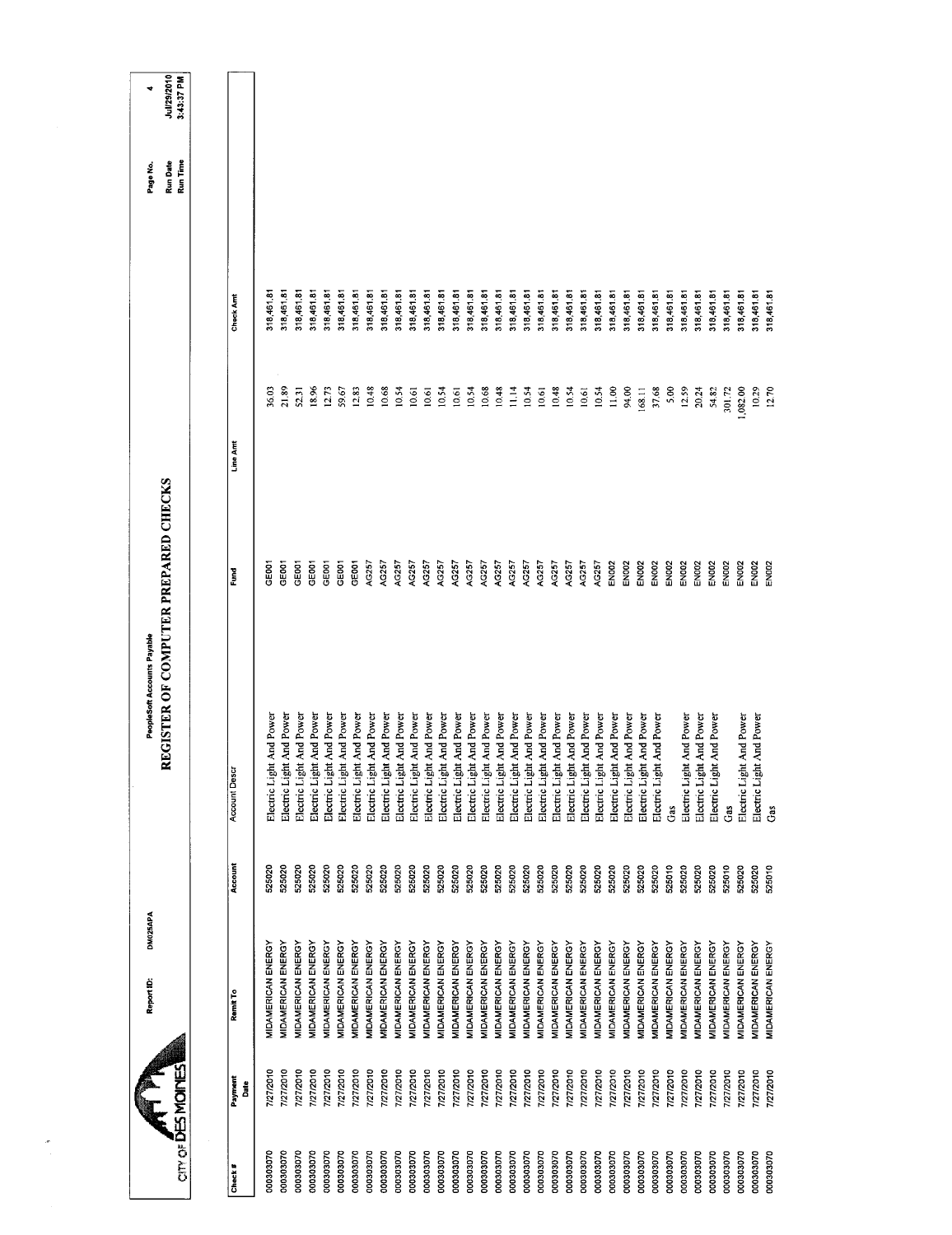CITY OF DES MOINES

Report ID: DM025APA

PeopleSoft Accounts Payable

# REGISTER OF COMPUTER PREPARED CHECKS

Page No. 4
Run Date Jul/29/2010
Run Time 3:43:37 PM

| Check # | Payment Date | Remit To | Account | Account Descr | Fund | Line Amt | Check Amt |
|---|---|---|---|---|---|---|---|
| 000303070 | 7/27/2010 | MIDAMERICAN ENERGY | 525020 | Electric Light And Power | GE001 | 36.03 | 318,461.81 |
| 000303070 | 7/27/2010 | MIDAMERICAN ENERGY | 525020 | Electric Light And Power | GE001 | 21.89 | 318,461.81 |
| 000303070 | 7/27/2010 | MIDAMERICAN ENERGY | 525020 | Electric Light And Power | GE001 | 52.31 | 318,461.81 |
| 000303070 | 7/27/2010 | MIDAMERICAN ENERGY | 525020 | Electric Light And Power | GE001 | 18.96 | 318,461.81 |
| 000303070 | 7/27/2010 | MIDAMERICAN ENERGY | 525020 | Electric Light And Power | GE001 | 12.73 | 318,461.81 |
| 000303070 | 7/27/2010 | MIDAMERICAN ENERGY | 525020 | Electric Light And Power | GE001 | 59.67 | 318,461.81 |
| 000303070 | 7/27/2010 | MIDAMERICAN ENERGY | 525020 | Electric Light And Power | GE001 | 12.83 | 318,461.81 |
| 000303070 | 7/27/2010 | MIDAMERICAN ENERGY | 525020 | Electric Light And Power | AG257 | 10.48 | 318,461.81 |
| 000303070 | 7/27/2010 | MIDAMERICAN ENERGY | 525020 | Electric Light And Power | AG257 | 10.68 | 318,461.81 |
| 000303070 | 7/27/2010 | MIDAMERICAN ENERGY | 525020 | Electric Light And Power | AG257 | 10.54 | 318,461.81 |
| 000303070 | 7/27/2010 | MIDAMERICAN ENERGY | 525020 | Electric Light And Power | AG257 | 10.61 | 318,461.81 |
| 000303070 | 7/27/2010 | MIDAMERICAN ENERGY | 525020 | Electric Light And Power | AG257 | 10.61 | 318,461.81 |
| 000303070 | 7/27/2010 | MIDAMERICAN ENERGY | 525020 | Electric Light And Power | AG257 | 10.54 | 318,461.81 |
| 000303070 | 7/27/2010 | MIDAMERICAN ENERGY | 525020 | Electric Light And Power | AG257 | 10.61 | 318,461.81 |
| 000303070 | 7/27/2010 | MIDAMERICAN ENERGY | 525020 | Electric Light And Power | AG257 | 10.54 | 318,461.81 |
| 000303070 | 7/27/2010 | MIDAMERICAN ENERGY | 525020 | Electric Light And Power | AG257 | 10.68 | 318,461.81 |
| 000303070 | 7/27/2010 | MIDAMERICAN ENERGY | 525020 | Electric Light And Power | AG257 | 10.48 | 318,461.81 |
| 000303070 | 7/27/2010 | MIDAMERICAN ENERGY | 525020 | Electric Light And Power | AG257 | 11.14 | 318,461.81 |
| 000303070 | 7/27/2010 | MIDAMERICAN ENERGY | 525020 | Electric Light And Power | AG257 | 10.54 | 318,461.81 |
| 000303070 | 7/27/2010 | MIDAMERICAN ENERGY | 525020 | Electric Light And Power | AG257 | 10.61 | 318,461.81 |
| 000303070 | 7/27/2010 | MIDAMERICAN ENERGY | 525020 | Electric Light And Power | AG257 | 10.48 | 318,461.81 |
| 000303070 | 7/27/2010 | MIDAMERICAN ENERGY | 525020 | Electric Light And Power | AG257 | 10.54 | 318,461.81 |
| 000303070 | 7/27/2010 | MIDAMERICAN ENERGY | 525020 | Electric Light And Power | AG257 | 10.61 | 318,461.81 |
| 000303070 | 7/27/2010 | MIDAMERICAN ENERGY | 525020 | Electric Light And Power | AG257 | 10.54 | 318,461.81 |
| 000303070 | 7/27/2010 | MIDAMERICAN ENERGY | 525020 | Electric Light And Power | EN002 | 11.00 | 318,461.81 |
| 000303070 | 7/27/2010 | MIDAMERICAN ENERGY | 525020 | Electric Light And Power | EN002 | 94.00 | 318,461.81 |
| 000303070 | 7/27/2010 | MIDAMERICAN ENERGY | 525020 | Electric Light And Power | EN002 | 168.11 | 318,461.81 |
| 000303070 | 7/27/2010 | MIDAMERICAN ENERGY | 525020 | Electric Light And Power | EN002 | 37.68 | 318,461.81 |
| 000303070 | 7/27/2010 | MIDAMERICAN ENERGY | 525010 | Gas | EN002 | 5.00 | 318,461.81 |
| 000303070 | 7/27/2010 | MIDAMERICAN ENERGY | 525020 | Electric Light And Power | EN002 | 12.59 | 318,461.81 |
| 000303070 | 7/27/2010 | MIDAMERICAN ENERGY | 525020 | Electric Light And Power | EN002 | 20.24 | 318,461.81 |
| 000303070 | 7/27/2010 | MIDAMERICAN ENERGY | 525020 | Electric Light And Power | EN002 | 54.82 | 318,461.81 |
| 000303070 | 7/27/2010 | MIDAMERICAN ENERGY | 525010 | Gas | EN002 | 301.72 | 318,461.81 |
| 000303070 | 7/27/2010 | MIDAMERICAN ENERGY | 525020 | Electric Light And Power | EN002 | 1,082.00 | 318,461.81 |
| 000303070 | 7/27/2010 | MIDAMERICAN ENERGY | 525020 | Electric Light And Power | EN002 | 10.29 | 318,461.81 |
| 000303070 | 7/27/2010 | MIDAMERICAN ENERGY | 525010 | Gas | EN002 | 12.70 | 318,461.81 |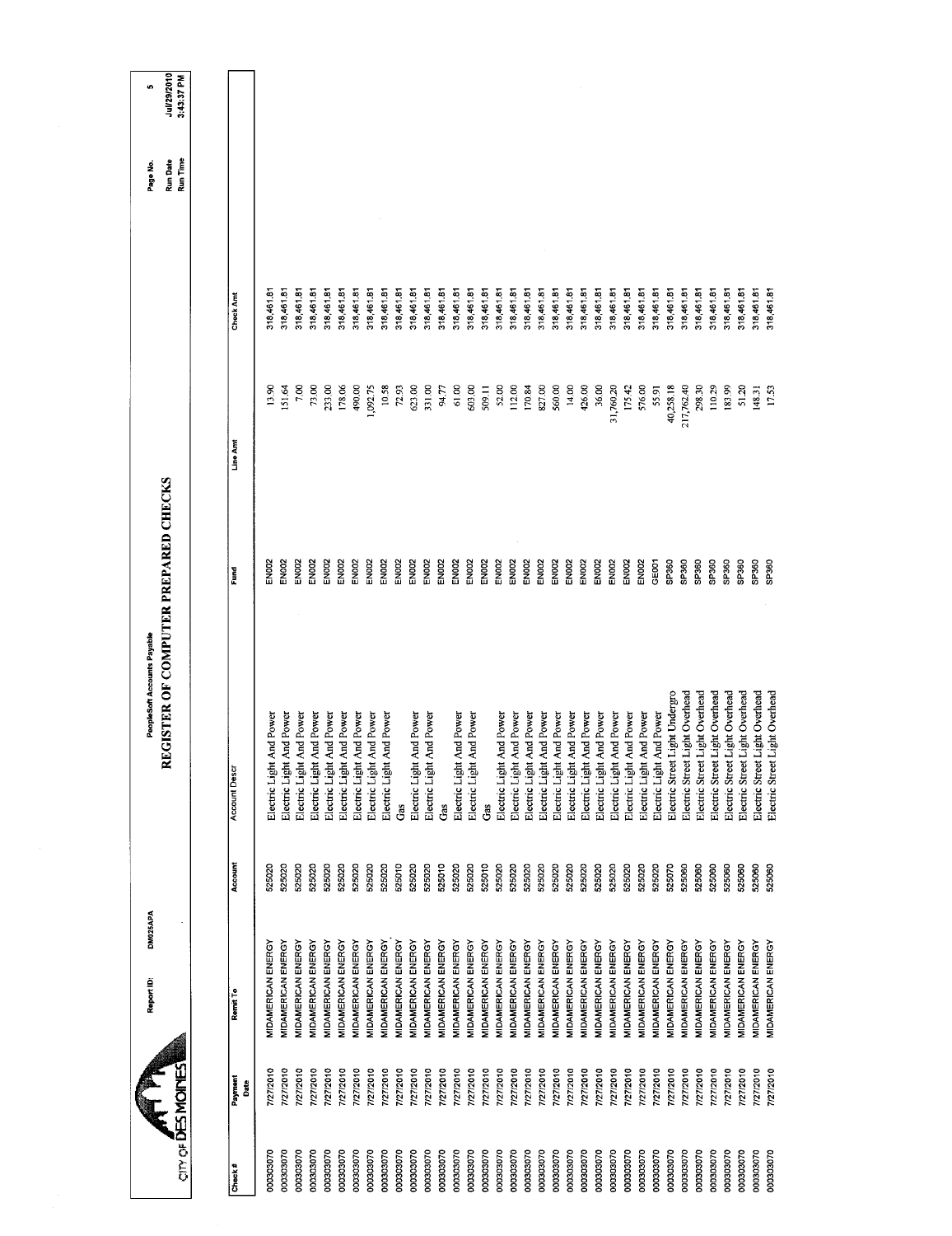CITY OF DES MOINES

Report ID: DM025APA

PeopleSoft Accounts Payable

# REGISTER OF COMPUTER PREPARED CHECKS

Page No. 5
Run Date Jul/29/2010
Run Time 3:43:37 PM

| Check # | Payment Date | Remit To | Account | Account Descr | Fund | Line Amt | Check Amt |
|---|---|---|---|---|---|---|---|
| 000303070 | 7/27/2010 | MIDAMERICAN ENERGY | 525020 | Electric Light And Power | EN002 | 13.90 | 318,461.81 |
| 000303070 | 7/27/2010 | MIDAMERICAN ENERGY | 525020 | Electric Light And Power | EN002 | 151.64 | 318,461.81 |
| 000303070 | 7/27/2010 | MIDAMERICAN ENERGY | 525020 | Electric Light And Power | EN002 | 7.00 | 318,461.81 |
| 000303070 | 7/27/2010 | MIDAMERICAN ENERGY | 525020 | Electric Light And Power | EN002 | 73.00 | 318,461.81 |
| 000303070 | 7/27/2010 | MIDAMERICAN ENERGY | 525020 | Electric Light And Power | EN002 | 233.00 | 318,461.81 |
| 000303070 | 7/27/2010 | MIDAMERICAN ENERGY | 525020 | Electric Light And Power | EN002 | 178.06 | 318,461.81 |
| 000303070 | 7/27/2010 | MIDAMERICAN ENERGY | 525020 | Electric Light And Power | EN002 | 490.00 | 318,461.81 |
| 000303070 | 7/27/2010 | MIDAMERICAN ENERGY | 525020 | Electric Light And Power | EN002 | 1,092.75 | 318,461.81 |
| 000303070 | 7/27/2010 | MIDAMERICAN ENERGY | 525020 | Electric Light And Power | EN002 | 10.58 | 318,461.81 |
| 000303070 | 7/27/2010 | MIDAMERICAN ENERGY | 525010 | Gas | EN002 | 72.93 | 318,461.81 |
| 000303070 | 7/27/2010 | MIDAMERICAN ENERGY | 525020 | Electric Light And Power | EN002 | 623.00 | 318,461.81 |
| 000303070 | 7/27/2010 | MIDAMERICAN ENERGY | 525020 | Electric Light And Power | EN002 | 331.00 | 318,461.81 |
| 000303070 | 7/27/2010 | MIDAMERICAN ENERGY | 525010 | Gas | EN002 | 94.77 | 318,461.81 |
| 000303070 | 7/27/2010 | MIDAMERICAN ENERGY | 525020 | Electric Light And Power | EN002 | 61.00 | 318,461.81 |
| 000303070 | 7/27/2010 | MIDAMERICAN ENERGY | 525020 | Electric Light And Power | EN002 | 603.00 | 318,461.81 |
| 000303070 | 7/27/2010 | MIDAMERICAN ENERGY | 525010 | Gas | EN002 | 509.11 | 318,461.81 |
| 000303070 | 7/27/2010 | MIDAMERICAN ENERGY | 525020 | Electric Light And Power | EN002 | 52.00 | 318,461.81 |
| 000303070 | 7/27/2010 | MIDAMERICAN ENERGY | 525020 | Electric Light And Power | EN002 | 112.00 | 318,461.81 |
| 000303070 | 7/27/2010 | MIDAMERICAN ENERGY | 525020 | Electric Light And Power | EN002 | 170.84 | 318,461.81 |
| 000303070 | 7/27/2010 | MIDAMERICAN ENERGY | 525020 | Electric Light And Power | EN002 | 827.00 | 318,461.81 |
| 000303070 | 7/27/2010 | MIDAMERICAN ENERGY | 525020 | Electric Light And Power | EN002 | 560.00 | 318,461.81 |
| 000303070 | 7/27/2010 | MIDAMERICAN ENERGY | 525020 | Electric Light And Power | EN002 | 14.00 | 318,461.81 |
| 000303070 | 7/27/2010 | MIDAMERICAN ENERGY | 525020 | Electric Light And Power | EN002 | 426.00 | 318,461.81 |
| 000303070 | 7/27/2010 | MIDAMERICAN ENERGY | 525020 | Electric Light And Power | EN002 | 36.00 | 318,461.81 |
| 000303070 | 7/27/2010 | MIDAMERICAN ENERGY | 525020 | Electric Light And Power | EN002 | 31,760.20 | 318,461.81 |
| 000303070 | 7/27/2010 | MIDAMERICAN ENERGY | 525020 | Electric Light And Power | EN002 | 175.42 | 318,461.81 |
| 000303070 | 7/27/2010 | MIDAMERICAN ENERGY | 525020 | Electric Light And Power | EN002 | 576.00 | 318,461.81 |
| 000303070 | 7/27/2010 | MIDAMERICAN ENERGY | 525020 | Electric Light And Power | GE001 | 55.91 | 318,461.81 |
| 000303070 | 7/27/2010 | MIDAMERICAN ENERGY | 525070 | Electric Street Light Undergro | SP360 | 40,258.18 | 318,461.81 |
| 000303070 | 7/27/2010 | MIDAMERICAN ENERGY | 525060 | Electric Street Light Overhead | SP360 | 217,762.40 | 318,461.81 |
| 000303070 | 7/27/2010 | MIDAMERICAN ENERGY | 525060 | Electric Street Light Overhead | SP360 | 298.30 | 318,461.81 |
| 000303070 | 7/27/2010 | MIDAMERICAN ENERGY | 525060 | Electric Street Light Overhead | SP360 | 110.29 | 318,461.81 |
| 000303070 | 7/27/2010 | MIDAMERICAN ENERGY | 525060 | Electric Street Light Overhead | SP360 | 183.99 | 318,461.81 |
| 000303070 | 7/27/2010 | MIDAMERICAN ENERGY | 525060 | Electric Street Light Overhead | SP360 | 51.20 | 318,461.81 |
| 000303070 | 7/27/2010 | MIDAMERICAN ENERGY | 525060 | Electric Street Light Overhead | SP360 | 148.31 | 318,461.81 |
| 000303070 | 7/27/2010 | MIDAMERICAN ENERGY | 525060 | Electric Street Light Overhead | SP360 | 17.53 | 318,461.81 |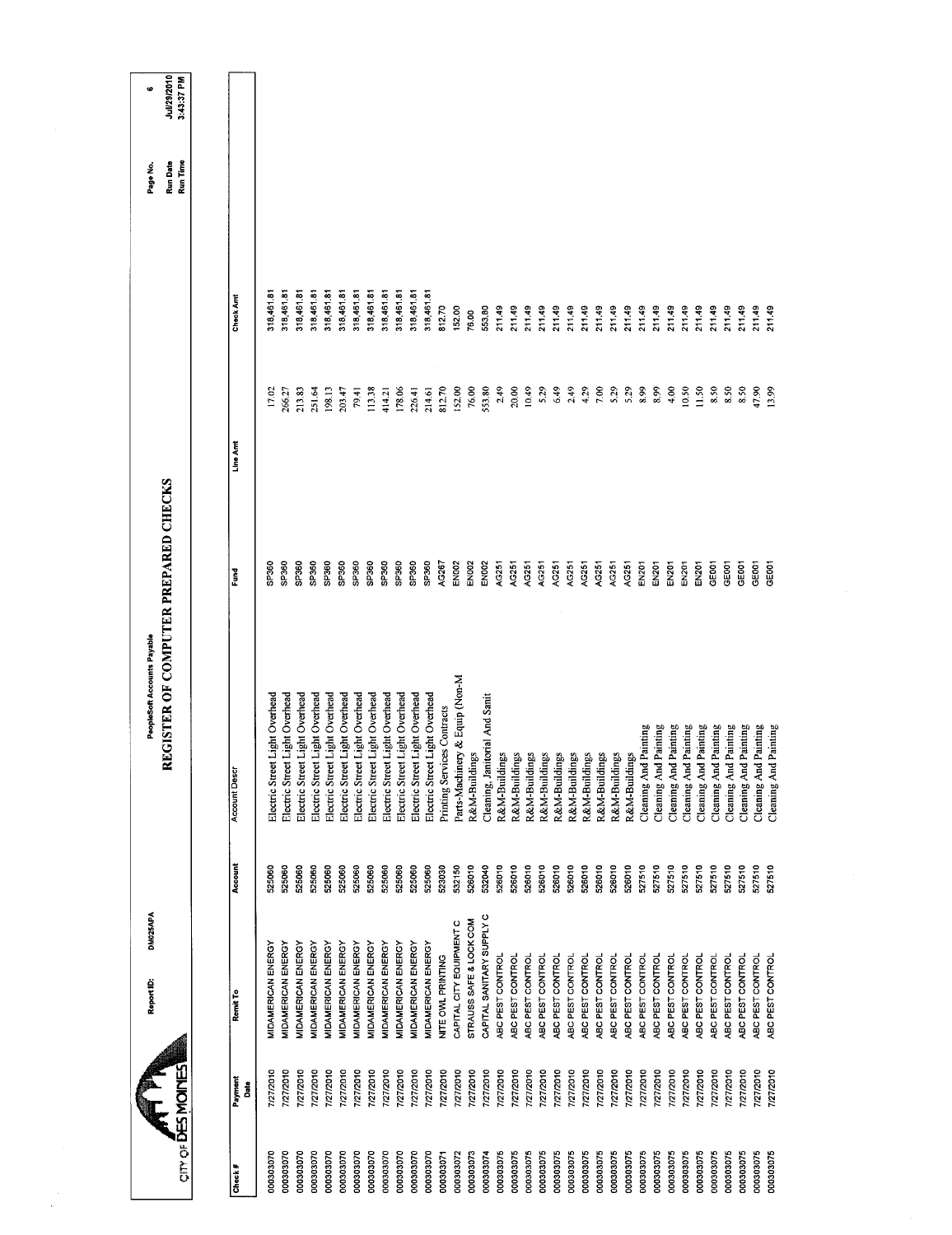CITY OF DES MOINES

Report ID: DM025APA

PeopleSoft Accounts Payable

# REGISTER OF COMPUTER PREPARED CHECKS

Run Date Jul/29/2010
Run Time 3:43:37 PM

| Check # | Payment Date | Remit To | Account | Account Descr | Fund | Line Amt | Check Amt |
|---|---|---|---|---|---|---|---|
| 000303070 | 7/27/2010 | MIDAMERICAN ENERGY | 525060 | Electric Street Light Overhead | SP360 | 17.02 | 318,461.81 |
| 000303070 | 7/27/2010 | MIDAMERICAN ENERGY | 525060 | Electric Street Light Overhead | SP360 | 266.27 | 318,461.81 |
| 000303070 | 7/27/2010 | MIDAMERICAN ENERGY | 525060 | Electric Street Light Overhead | SP360 | 213.83 | 318,461.81 |
| 000303070 | 7/27/2010 | MIDAMERICAN ENERGY | 525060 | Electric Street Light Overhead | SP360 | 251.64 | 318,461.81 |
| 000303070 | 7/27/2010 | MIDAMERICAN ENERGY | 525060 | Electric Street Light Overhead | SP360 | 198.13 | 318,461.81 |
| 000303070 | 7/27/2010 | MIDAMERICAN ENERGY | 525060 | Electric Street Light Overhead | SP360 | 203.47 | 318,461.81 |
| 000303070 | 7/27/2010 | MIDAMERICAN ENERGY | 525060 | Electric Street Light Overhead | SP360 | 79.41 | 318,461.81 |
| 000303070 | 7/27/2010 | MIDAMERICAN ENERGY | 525060 | Electric Street Light Overhead | SP360 | 113.38 | 318,461.81 |
| 000303070 | 7/27/2010 | MIDAMERICAN ENERGY | 525060 | Electric Street Light Overhead | SP360 | 414.21 | 318,461.81 |
| 000303070 | 7/27/2010 | MIDAMERICAN ENERGY | 525060 | Electric Street Light Overhead | SP360 | 178.06 | 318,461.81 |
| 000303070 | 7/27/2010 | MIDAMERICAN ENERGY | 525060 | Electric Street Light Overhead | SP360 | 225.41 | 318,461.81 |
| 000303070 | 7/27/2010 | MIDAMERICAN ENERGY | 525060 | Electric Street Light Overhead | SP360 | 214.61 | 318,461.81 |
| 000303071 | 7/27/2010 | NITE OWL PRINTING | 523030 | Printing Services Contracts | AG267 | 812.70 | 812.70 |
| 000303072 | 7/27/2010 | CAPITAL CITY EQUIPMENT C | 532150 | Parts-Machinery & Equip (Non-M | EN002 | 152.00 | 152.00 |
| 000303073 | 7/27/2010 | STRAUSS SAFE & LOCK COM | 526010 | R&M-Buildings | EN002 | 76.00 | 76.00 |
| 000303074 | 7/27/2010 | CAPITAL SANITARY SUPPLY C | 532040 | Cleaning, Janitorial And Sanit | EN002 | 553.80 | 553.80 |
| 000303075 | 7/27/2010 | ABC PEST CONTROL | 526010 | R&M-Buildings | AG251 | 2.49 | 211.49 |
| 000303075 | 7/27/2010 | ABC PEST CONTROL | 526010 | R&M-Buildings | AG251 | 20.00 | 211.49 |
| 000303075 | 7/27/2010 | ABC PEST CONTROL | 526010 | R&M-Buildings | AG251 | 10.49 | 211.49 |
| 000303075 | 7/27/2010 | ABC PEST CONTROL | 526010 | R&M-Buildings | AG251 | 5.29 | 211.49 |
| 000303075 | 7/27/2010 | ABC PEST CONTROL | 526010 | R&M-Buildings | AG251 | 6.49 | 211.49 |
| 000303075 | 7/27/2010 | ABC PEST CONTROL | 526010 | R&M-Buildings | AG251 | 2.49 | 211.49 |
| 000303075 | 7/27/2010 | ABC PEST CONTROL | 526010 | R&M-Buildings | AG251 | 4.29 | 211.49 |
| 000303075 | 7/27/2010 | ABC PEST CONTROL | 526010 | R&M-Buildings | AG251 | 7.00 | 211.49 |
| 000303075 | 7/27/2010 | ABC PEST CONTROL | 526010 | R&M-Buildings | AG251 | 5.29 | 211.49 |
| 000303075 | 7/27/2010 | ABC PEST CONTROL | 526010 | R&M-Buildings | AG251 | 5.29 | 211.49 |
| 000303075 | 7/27/2010 | ABC PEST CONTROL | 527510 | Cleaning And Painting | EN201 | 8.99 | 211.49 |
| 000303075 | 7/27/2010 | ABC PEST CONTROL | 527510 | Cleaning And Painting | EN201 | 8.99 | 211.49 |
| 000303075 | 7/27/2010 | ABC PEST CONTROL | 527510 | Cleaning And Painting | EN201 | 4.00 | 211.49 |
| 000303075 | 7/27/2010 | ABC PEST CONTROL | 527510 | Cleaning And Painting | EN201 | 10.50 | 211.49 |
| 000303075 | 7/27/2010 | ABC PEST CONTROL | 527510 | Cleaning And Painting | EN201 | 11.50 | 211.49 |
| 000303075 | 7/27/2010 | ABC PEST CONTROL | 527510 | Cleaning And Painting | GE001 | 8.50 | 211.49 |
| 000303075 | 7/27/2010 | ABC PEST CONTROL | 527510 | Cleaning And Painting | GE001 | 8.50 | 211.49 |
| 000303075 | 7/27/2010 | ABC PEST CONTROL | 527510 | Cleaning And Painting | GE001 | 8.50 | 211.49 |
| 000303075 | 7/27/2010 | ABC PEST CONTROL | 527510 | Cleaning And Painting | GE001 | 47.90 | 211.49 |
| 000303075 | 7/27/2010 | ABC PEST CONTROL | 527510 | Cleaning And Painting | GE001 | 13.99 | 211.49 |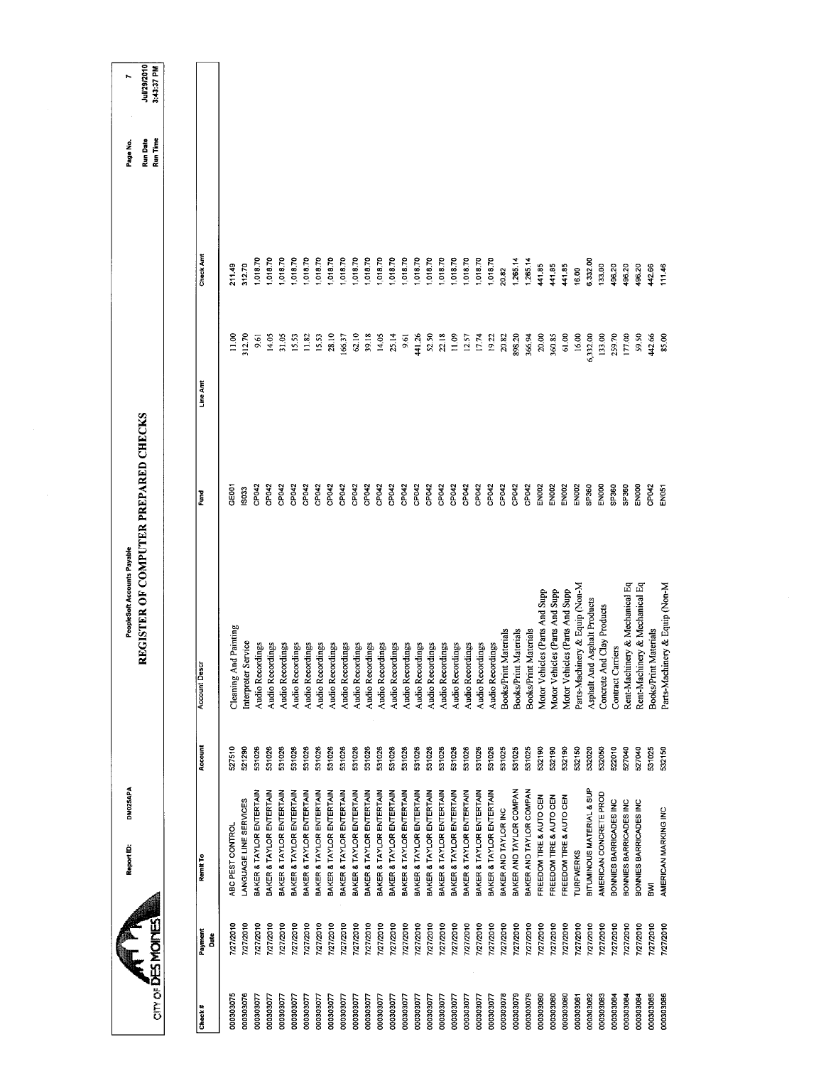CITY OF DES MOINES

Report ID: DM025APA

PeopleSoft Accounts Payable

# REGISTER OF COMPUTER PREPARED CHECKS

Page No. 7
Run Date Jul/29/2010
Run Time 3:43:37 PM

| Check # | Payment Date | Remit To | Account | Account Descr | Fund | Line Amt | Check Amt |
|---|---|---|---|---|---|---|---|
| 000303075 | 7/27/2010 | ABC PEST CONTROL | 527510 | Cleaning And Painting | GE001 | 11.00 | 211.49 |
| 000303076 | 7/27/2010 | LANGUAGE LINE SERVICES | 521290 | Interpreter Service | IS033 | 312.70 | 312.70 |
| 000303077 | 7/27/2010 | BAKER & TAYLOR ENTERTAIN | 531026 | Audio Recordings | CP042 | 9.61 | 1,018.70 |
| 000303077 | 7/27/2010 | BAKER & TAYLOR ENTERTAIN | 531026 | Audio Recordings | CP042 | 14.05 | 1,018.70 |
| 000303077 | 7/27/2010 | BAKER & TAYLOR ENTERTAIN | 531026 | Audio Recordings | CP042 | 31.05 | 1,018.70 |
| 000303077 | 7/27/2010 | BAKER & TAYLOR ENTERTAIN | 531026 | Audio Recordings | CP042 | 15.53 | 1,018.70 |
| 000303077 | 7/27/2010 | BAKER & TAYLOR ENTERTAIN | 531026 | Audio Recordings | CP042 | 11.82 | 1,018.70 |
| 000303077 | 7/27/2010 | BAKER & TAYLOR ENTERTAIN | 531026 | Audio Recordings | CP042 | 15.53 | 1,018.70 |
| 000303077 | 7/27/2010 | BAKER & TAYLOR ENTERTAIN | 531026 | Audio Recordings | CP042 | 28.10 | 1,018.70 |
| 000303077 | 7/27/2010 | BAKER & TAYLOR ENTERTAIN | 531026 | Audio Recordings | CP042 | 166.37 | 1,018.70 |
| 000303077 | 7/27/2010 | BAKER & TAYLOR ENTERTAIN | 531026 | Audio Recordings | CP042 | 62.10 | 1,018.70 |
| 000303077 | 7/27/2010 | BAKER & TAYLOR ENTERTAIN | 531026 | Audio Recordings | CP042 | 39.18 | 1,018.70 |
| 000303077 | 7/27/2010 | BAKER & TAYLOR ENTERTAIN | 531026 | Audio Recordings | CP042 | 14.05 | 1,018.70 |
| 000303077 | 7/27/2010 | BAKER & TAYLOR ENTERTAIN | 531026 | Audio Recordings | CP042 | 25.14 | 1,018.70 |
| 000303077 | 7/27/2010 | BAKER & TAYLOR ENTERTAIN | 531026 | Audio Recordings | CP042 | 9.61 | 1,018.70 |
| 000303077 | 7/27/2010 | BAKER & TAYLOR ENTERTAIN | 531026 | Audio Recordings | CP042 | 441.26 | 1,018.70 |
| 000303077 | 7/27/2010 | BAKER & TAYLOR ENTERTAIN | 531026 | Audio Recordings | CP042 | 52.50 | 1,018.70 |
| 000303077 | 7/27/2010 | BAKER & TAYLOR ENTERTAIN | 531026 | Audio Recordings | CP042 | 22.18 | 1,018.70 |
| 000303077 | 7/27/2010 | BAKER & TAYLOR ENTERTAIN | 531026 | Audio Recordings | CP042 | 11.09 | 1,018.70 |
| 000303077 | 7/27/2010 | BAKER & TAYLOR ENTERTAIN | 531026 | Audio Recordings | CP042 | 12.57 | 1,018.70 |
| 000303077 | 7/27/2010 | BAKER & TAYLOR ENTERTAIN | 531026 | Audio Recordings | CP042 | 17.74 | 1,018.70 |
| 000303077 | 7/27/2010 | BAKER & TAYLOR ENTERTAIN | 531026 | Audio Recordings | CP042 | 19.22 | 1,018.70 |
| 000303078 | 7/27/2010 | BAKER AND TAYLOR INC | 531025 | Books/Print Materials | CP042 | 20.82 | 20.82 |
| 000303079 | 7/27/2010 | BAKER AND TAYLOR COMPAN | 531025 | Books/Print Materials | CP042 | 898.20 | 1,265.14 |
| 000303079 | 7/27/2010 | BAKER AND TAYLOR COMPAN | 531025 | Books/Print Materials | CP042 | 366.94 | 1,265.14 |
| 000303080 | 7/27/2010 | FREEDOM TIRE & AUTO CEN | 532190 | Motor Vehicles (Parts And Supp | EN002 | 20.00 | 441.85 |
| 000303080 | 7/27/2010 | FREEDOM TIRE & AUTO CEN | 532190 | Motor Vehicles (Parts And Supp | EN002 | 360.85 | 441.85 |
| 000303080 | 7/27/2010 | FREEDOM TIRE & AUTO CEN | 532190 | Motor Vehicles (Parts And Supp | EN002 | 61.00 | 441.85 |
| 000303081 | 7/27/2010 | TURFWERKS | 532150 | Parts-Machinery & Equip (Non-M | EN002 | 16.00 | 16.00 |
| 000303082 | 7/27/2010 | BITUMINOUS MATERIAL & SUP | 532020 | Asphalt And Asphalt Products | SP360 | 6,332.00 | 6,332.00 |
| 000303083 | 7/27/2010 | AMERICAN CONCRETE PROD | 532050 | Concrete And Clay Products | EN000 | 133.00 | 133.00 |
| 000303084 | 7/27/2010 | BONNIES BARRICADES INC | 522010 | Contract Carriers | SP360 | 259.70 | 496.20 |
| 000303084 | 7/27/2010 | BONNIES BARRICADES INC | 527040 | Rent-Machinery & Mechanical Eq | SP360 | 177.00 | 496.20 |
| 000303084 | 7/27/2010 | BONNIES BARRICADES INC | 527040 | Rent-Machinery & Mechanical Eq | EN000 | 59.50 | 496.20 |
| 000303085 | 7/27/2010 | BWI | 531025 | Books/Print Materials | CP042 | 442.66 | 442.66 |
| 000303086 | 7/27/2010 | AMERICAN MARKING INC | 532150 | Parts-Machinery & Equip (Non-M | EN051 | 85.00 | 111.46 |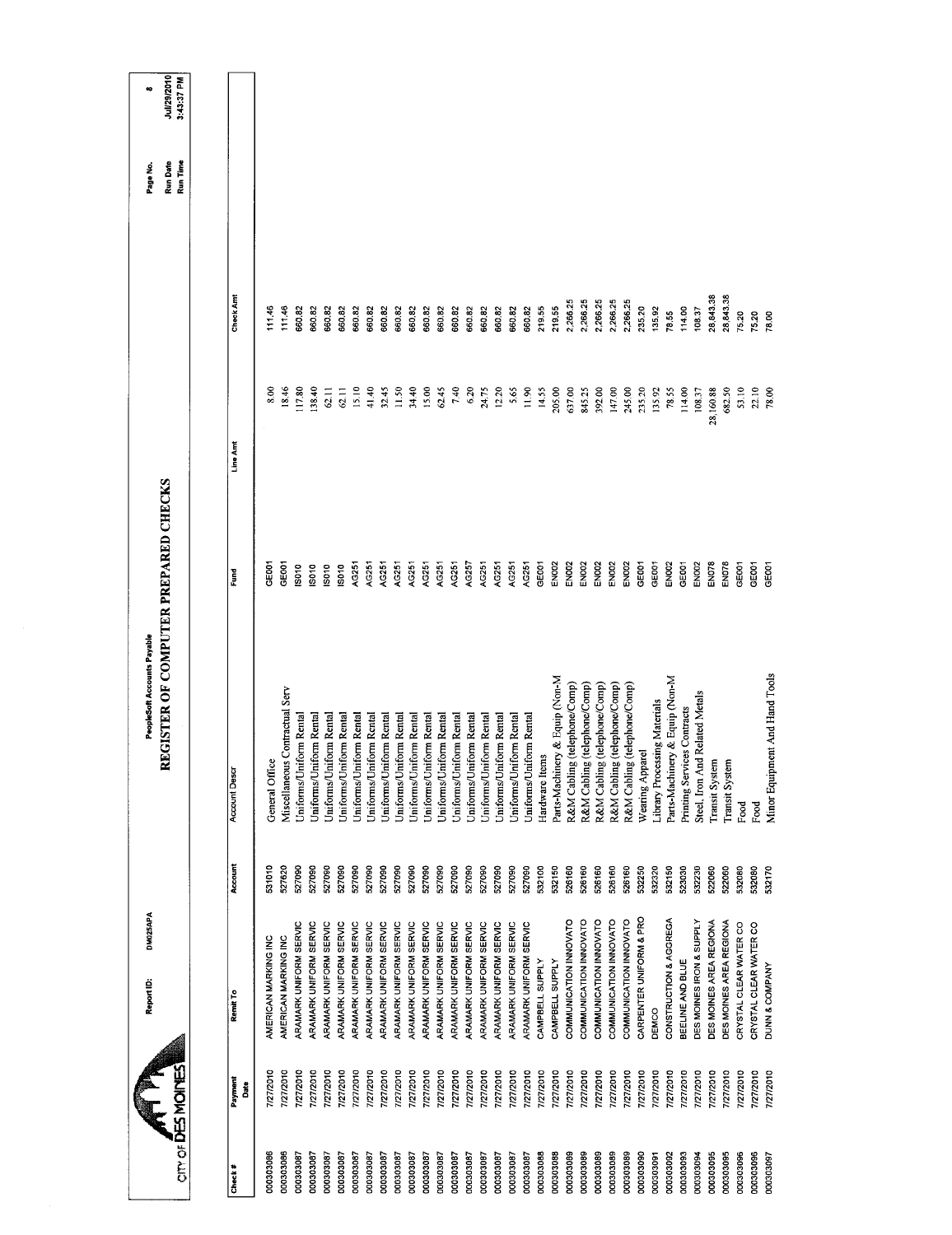CITY OF DES MOINES

Report ID: DM025APA

PeopleSoft Accounts Payable

# REGISTER OF COMPUTER PREPARED CHECKS

Run Date Jul/29/2010
Run Time 3:43:37 PM

| Check # | Payment Date | Remit To | Account | Account Descr | Fund | Line Amt | Check Amt |
|---|---|---|---|---|---|---|---|
| 000303086 | 7/27/2010 | AMERICAN MARKING INC | 531010 | General Office | GE001 | 8.00 | 111.46 |
| 000303086 | 7/27/2010 | AMERICAN MARKING INC | 527620 | Miscellaneous Contractual Serv | GE001 | 18.46 | 111.46 |
| 000303087 | 7/27/2010 | ARAMARK UNIFORM SERVIC | 527090 | Uniforms/Uniform Rental | IS010 | 117.80 | 660.82 |
| 000303087 | 7/27/2010 | ARAMARK UNIFORM SERVIC | 527090 | Uniforms/Uniform Rental | IS010 | 138.40 | 660.82 |
| 000303087 | 7/27/2010 | ARAMARK UNIFORM SERVIC | 527090 | Uniforms/Uniform Rental | IS010 | 62.11 | 660.82 |
| 000303087 | 7/27/2010 | ARAMARK UNIFORM SERVIC | 527090 | Uniforms/Uniform Rental | IS010 | 62.11 | 660.82 |
| 000303087 | 7/27/2010 | ARAMARK UNIFORM SERVIC | 527090 | Uniforms/Uniform Rental | AG251 | 15.10 | 660.82 |
| 000303087 | 7/27/2010 | ARAMARK UNIFORM SERVIC | 527090 | Uniforms/Uniform Rental | AG251 | 41.40 | 660.82 |
| 000303087 | 7/27/2010 | ARAMARK UNIFORM SERVIC | 527090 | Uniforms/Uniform Rental | AG251 | 32.45 | 660.82 |
| 000303087 | 7/27/2010 | ARAMARK UNIFORM SERVIC | 527090 | Uniforms/Uniform Rental | AG251 | 11.50 | 660.82 |
| 000303087 | 7/27/2010 | ARAMARK UNIFORM SERVIC | 527090 | Uniforms/Uniform Rental | AG251 | 34.40 | 660.82 |
| 000303087 | 7/27/2010 | ARAMARK UNIFORM SERVIC | 527090 | Uniforms/Uniform Rental | AG251 | 15.00 | 660.82 |
| 000303087 | 7/27/2010 | ARAMARK UNIFORM SERVIC | 527090 | Uniforms/Uniform Rental | AG251 | 62.45 | 660.82 |
| 000303087 | 7/27/2010 | ARAMARK UNIFORM SERVIC | 527090 | Uniforms/Uniform Rental | AG251 | 7.40 | 660.82 |
| 000303087 | 7/27/2010 | ARAMARK UNIFORM SERVIC | 527090 | Uniforms/Uniform Rental | AG257 | 6.20 | 660.82 |
| 000303087 | 7/27/2010 | ARAMARK UNIFORM SERVIC | 527090 | Uniforms/Uniform Rental | AG251 | 24.75 | 660.82 |
| 000303087 | 7/27/2010 | ARAMARK UNIFORM SERVIC | 527090 | Uniforms/Uniform Rental | AG251 | 12.20 | 660.82 |
| 000303087 | 7/27/2010 | ARAMARK UNIFORM SERVIC | 527090 | Uniforms/Uniform Rental | AG251 | 5.65 | 660.82 |
| 000303087 | 7/27/2010 | ARAMARK UNIFORM SERVIC | 527090 | Uniforms/Uniform Rental | AG251 | 11.90 | 660.82 |
| 000303088 | 7/27/2010 | CAMPBELL SUPPLY | 532100 | Hardware Items | GE001 | 14.55 | 219.55 |
| 000303088 | 7/27/2010 | CAMPBELL SUPPLY | 532150 | Parts-Machinery & Equip (Non-M | EN002 | 205.00 | 219.55 |
| 000303089 | 7/27/2010 | COMMUNICATION INNOVATO | 526160 | R&M Cabling (telephone/Comp) | EN002 | 637.00 | 2,266.25 |
| 000303089 | 7/27/2010 | COMMUNICATION INNOVATO | 526160 | R&M Cabling (telephone/Comp) | EN002 | 845.25 | 2,266.25 |
| 000303089 | 7/27/2010 | COMMUNICATION INNOVATO | 526160 | R&M Cabling (telephone/Comp) | EN002 | 392.00 | 2,266.25 |
| 000303089 | 7/27/2010 | COMMUNICATION INNOVATO | 526160 | R&M Cabling (telephone/Comp) | EN002 | 147.00 | 2,266.25 |
| 000303089 | 7/27/2010 | COMMUNICATION INNOVATO | 526160 | R&M Cabling (telephone/Comp) | EN002 | 245.00 | 2,266.25 |
| 000303090 | 7/27/2010 | CARPENTER UNIFORM & PRO | 532250 | Wearing Apparel | GE001 | 235.20 | 235.20 |
| 000303091 | 7/27/2010 | DEMCO | 532320 | Library Processing Materials | GE001 | 135.92 | 135.92 |
| 000303092 | 7/27/2010 | CONSTRUCTION & AGGREGA | 532150 | Parts-Machinery & Equip (Non-M | EN002 | 78.55 | 78.55 |
| 000303093 | 7/27/2010 | BEELINE AND BLUE | 523030 | Printing Services Contracts | GE001 | 114.00 | 114.00 |
| 000303094 | 7/27/2010 | DES MOINES IRON & SUPPLY | 532230 | Steel, Iron And Related Metals | EN002 | 108.37 | 108.37 |
| 000303095 | 7/27/2010 | DES MOINES AREA REGIONA | 522060 | Transit System | EN078 | 28,160.88 | 28,843.38 |
| 000303095 | 7/27/2010 | DES MOINES AREA REGIONA | 522060 | Transit System | EN078 | 682.50 | 28,843.38 |
| 000303096 | 7/27/2010 | CRYSTAL CLEAR WATER CO | 532080 | Food | GE001 | 53.10 | 75.20 |
| 000303096 | 7/27/2010 | CRYSTAL CLEAR WATER CO | 532080 | Food | GE001 | 22.10 | 75.20 |
| 000303097 | 7/27/2010 | DUNN & COMPANY | 532170 | Minor Equipment And Hand Tools | GE001 | 78.00 | 78.00 |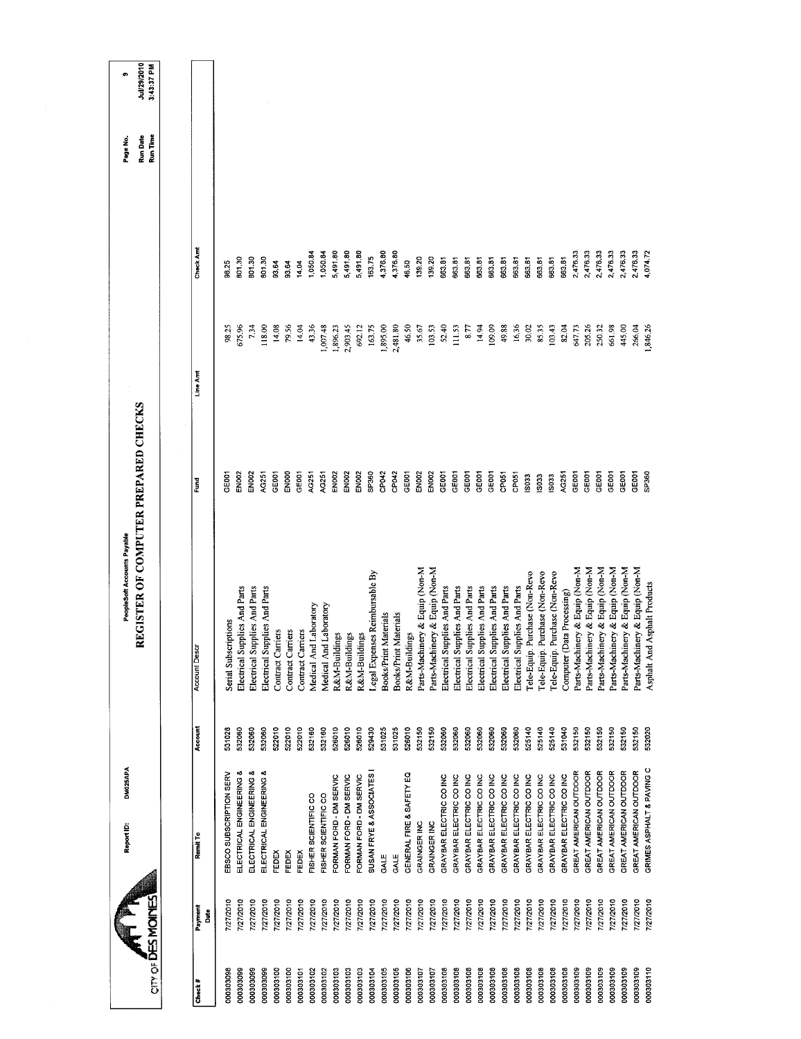CITY OF DES MOINES

Report ID: DM025APA

PeopleSoft Accounts Payable

# REGISTER OF COMPUTER PREPARED CHECKS

Run Date Jul/29/2010
Run Time 3:43:37 PM

| Check # | Payment Date | Remit To | Account | Account Descr | Fund | Line Amt | Check Amt |
|---|---|---|---|---|---|---|---|
| 000303098 | 7/27/2010 | EBSCO SUBSCRIPTION SERV | 531028 | Serial Subscriptions | GE001 | 98.25 | 98.25 |
| 000303099 | 7/27/2010 | ELECTRICAL ENGINEERING & | 532060 | Electrical Supplies And Parts | EN002 | 675.96 | 801.30 |
| 000303099 | 7/27/2010 | ELECTRICAL ENGINEERING & | 532060 | Electrical Supplies And Parts | EN002 | 7.34 | 801.30 |
| 000303099 | 7/27/2010 | ELECTRICAL ENGINEERING & | 532060 | Electrical Supplies And Parts | AG251 | 118.00 | 801.30 |
| 000303100 | 7/27/2010 | FEDEX | 522010 | Contract Carriers | GE001 | 14.08 | 93.64 |
| 000303100 | 7/27/2010 | FEDEX | 522010 | Contract Carriers | EN000 | 79.56 | 93.64 |
| 000303101 | 7/27/2010 | FEDEX | 522010 | Contract Carriers | GE001 | 14.04 | 14.04 |
| 000303102 | 7/27/2010 | FISHER SCIENTIFIC CO | 532160 | Medical And Laboratory | AG251 | 43.36 | 1,050.84 |
| 000303102 | 7/27/2010 | FISHER SCIENTIFIC CO | 532160 | Medical And Laboratory | AG251 | 1,007.48 | 1,050.84 |
| 000303103 | 7/27/2010 | FORMAN FORD - DM SERVIC | 526010 | R&M-Buildings | EN002 | 1,896.23 | 5,491.80 |
| 000303103 | 7/27/2010 | FORMAN FORD - DM SERVIC | 526010 | R&M-Buildings | EN002 | 2,903.45 | 5,491.80 |
| 000303103 | 7/27/2010 | FORMAN FORD - DM SERVIC | 526010 | R&M-Buildings | EN002 | 692.12 | 5,491.80 |
| 000303104 | 7/27/2010 | SUSAN FRYE & ASSOCIATES I | 529430 | Legal Expenses Reimbursable By | SP360 | 163.75 | 163.75 |
| 000303105 | 7/27/2010 | GALE | 531025 | Books/Print Materials | CP042 | 1,895.00 | 4,376.80 |
| 000303105 | 7/27/2010 | GALE | 531025 | Books/Print Materials | CP042 | 2,481.80 | 4,376.80 |
| 000303106 | 7/27/2010 | GENERAL FIRE & SAFETY EQ | 526010 | R&M-Buildings | GE001 | 46.50 | 46.50 |
| 000303107 | 7/27/2010 | GRAINGER INC | 532150 | Parts-Machinery & Equip (Non-M | EN002 | 35.67 | 139.20 |
| 000303107 | 7/27/2010 | GRAINGER INC | 532150 | Parts-Machinery & Equip (Non-M | EN002 | 103.53 | 139.20 |
| 000303108 | 7/27/2010 | GRAYBAR ELECTRIC CO INC | 532060 | Electrical Supplies And Parts | GE001 | 52.40 | 663.81 |
| 000303108 | 7/27/2010 | GRAYBAR ELECTRIC CO INC | 532060 | Electrical Supplies And Parts | GE001 | 111.53 | 663.81 |
| 000303108 | 7/27/2010 | GRAYBAR ELECTRIC CO INC | 532060 | Electrical Supplies And Parts | GE001 | 8.77 | 663.81 |
| 000303108 | 7/27/2010 | GRAYBAR ELECTRIC CO INC | 532060 | Electrical Supplies And Parts | GE001 | 14.94 | 663.81 |
| 000303108 | 7/27/2010 | GRAYBAR ELECTRIC CO INC | 532060 | Electrical Supplies And Parts | GE001 | 109.09 | 663.81 |
| 000303108 | 7/27/2010 | GRAYBAR ELECTRIC CO INC | 532060 | Electrical Supplies And Parts | CP051 | 49.88 | 663.81 |
| 000303108 | 7/27/2010 | GRAYBAR ELECTRIC CO INC | 532060 | Electrical Supplies And Parts | CP051 | 16.36 | 663.81 |
| 000303108 | 7/27/2010 | GRAYBAR ELECTRIC CO INC | 525140 | Tele-Equip. Purchase (Non-Revo | IS033 | 30.02 | 663.81 |
| 000303108 | 7/27/2010 | GRAYBAR ELECTRIC CO INC | 525140 | Tele-Equip. Purchase (Non-Revo | IS033 | 85.35 | 663.81 |
| 000303108 | 7/27/2010 | GRAYBAR ELECTRIC CO INC | 525140 | Tele-Equip. Purchase (Non-Revo | IS033 | 103.43 | 663.81 |
| 000303108 | 7/27/2010 | GRAYBAR ELECTRIC CO INC | 531040 | Computer (Data Processing) | AG251 | 82.04 | 663.81 |
| 000303109 | 7/27/2010 | GREAT AMERICAN OUTDOOR | 532150 | Parts-Machinery & Equip (Non-M | GE001 | 647.73 | 2,476.33 |
| 000303109 | 7/27/2010 | GREAT AMERICAN OUTDOOR | 532150 | Parts-Machinery & Equip (Non-M | GE001 | 205.26 | 2,476.33 |
| 000303109 | 7/27/2010 | GREAT AMERICAN OUTDOOR | 532150 | Parts-Machinery & Equip (Non-M | GE001 | 250.32 | 2,476.33 |
| 000303109 | 7/27/2010 | GREAT AMERICAN OUTDOOR | 532150 | Parts-Machinery & Equip (Non-M | GE001 | 661.98 | 2,476.33 |
| 000303109 | 7/27/2010 | GREAT AMERICAN OUTDOOR | 532150 | Parts-Machinery & Equip (Non-M | GE001 | 445.00 | 2,476.33 |
| 000303109 | 7/27/2010 | GREAT AMERICAN OUTDOOR | 532150 | Parts-Machinery & Equip (Non-M | GE001 | 266.04 | 2,476.33 |
| 000303110 | 7/27/2010 | GRIMES ASPHALT & PAVING C | 532020 | Asphalt And Asphalt Products | SP360 | 1,846.26 | 4,074.72 |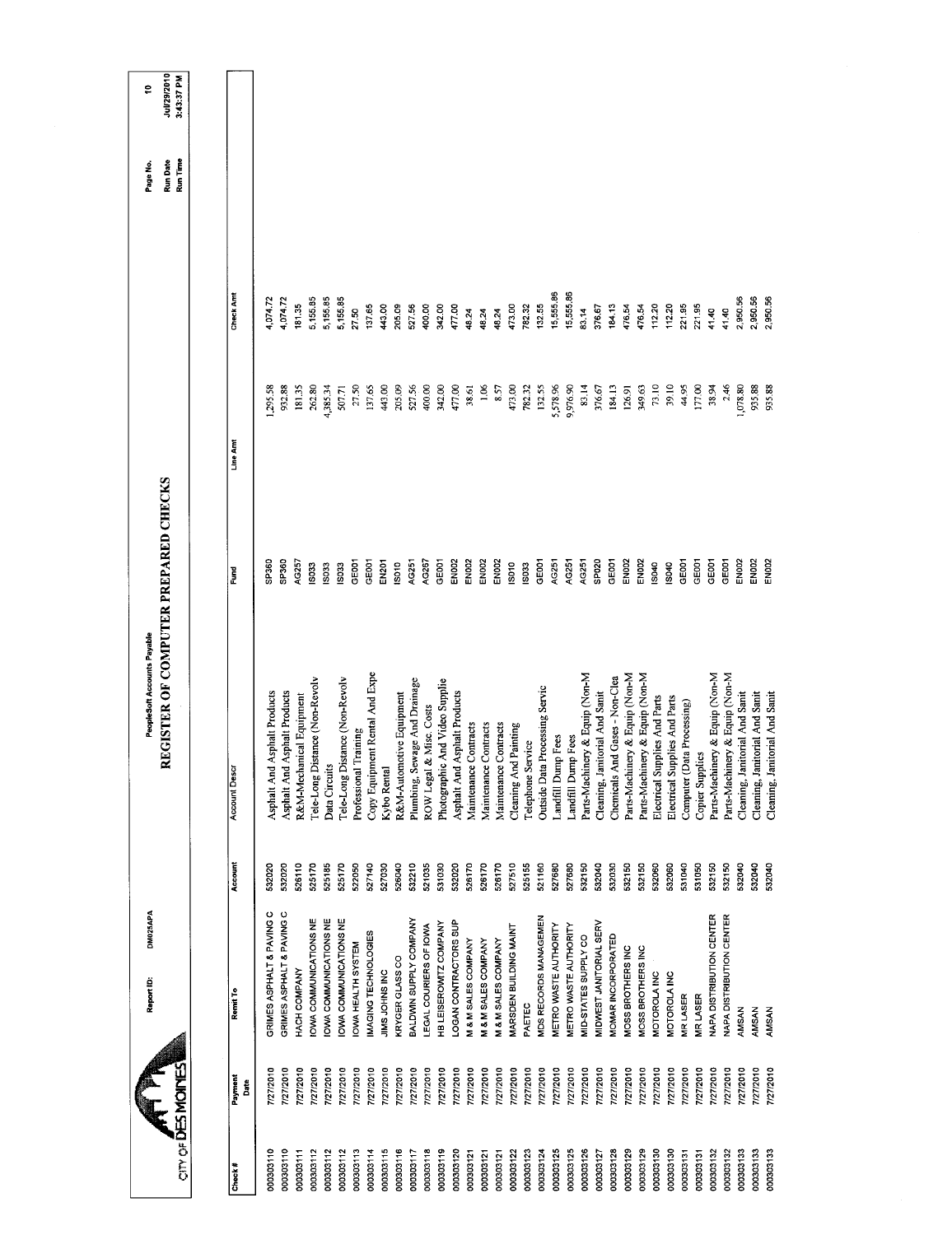CITY OF DES MOINES

Report ID: DM025APA

PeopleSoft Accounts Payable

# REGISTER OF COMPUTER PREPARED CHECKS

Page No. 10
Run Date Jul/29/2010
Run Time 3:43:37 PM

| Check # | Payment Date | Remit To | Account | Account Descr | Fund | Line Amt | Check Amt |
|---|---|---|---|---|---|---|---|
| 000303110 | 7/27/2010 | GRIMES ASPHALT & PAVING C | 532020 | Asphalt And Asphalt Products | SP360 | 1,295.58 | 4,074.72 |
| 000303110 | 7/27/2010 | GRIMES ASPHALT & PAVING C | 532020 | Asphalt And Asphalt Products | SP360 | 932.88 | 4,074.72 |
| 000303111 | 7/27/2010 | HACH COMPANY | 526110 | R&M-Mechanical Equipment | AG257 | 181.35 | 181.35 |
| 000303112 | 7/27/2010 | IOWA COMMUNICATIONS NE | 525170 | Tele-Long Distance (Non-Revolv | IS033 | 262.80 | 5,155.85 |
| 000303112 | 7/27/2010 | IOWA COMMUNICATIONS NE | 525185 | Data Circuits | IS033 | 4,385.34 | 5,155.85 |
| 000303112 | 7/27/2010 | IOWA COMMUNICATIONS NE | 525170 | Tele-Long Distance (Non-Revolv | IS033 | 507.71 | 5,155.85 |
| 000303113 | 7/27/2010 | IOWA HEALTH SYSTEM | 522050 | Professional Training | GE001 | 27.50 | 27.50 |
| 000303114 | 7/27/2010 | IMAGING TECHNOLOGIES | 527140 | Copy Equipment Rental And Expe | GE001 | 137.65 | 137.65 |
| 000303115 | 7/27/2010 | JIMS JOHNS INC | 527030 | Kybo Rental | EN201 | 443.00 | 443.00 |
| 000303116 | 7/27/2010 | KRYGER GLASS CO | 526040 | R&M-Automotive Equipment | IS010 | 205.09 | 205.09 |
| 000303117 | 7/27/2010 | BALDWIN SUPPLY COMPANY | 532210 | Plumbing, Sewage And Drainage | AG251 | 527.56 | 527.56 |
| 000303118 | 7/27/2010 | LEGAL COURIERS OF IOWA | 521035 | ROW Legal & Misc. Costs | AG267 | 400.00 | 400.00 |
| 000303119 | 7/27/2010 | HB LEISEROWITZ COMPANY | 531030 | Photographic And Video Supplie | GE001 | 342.00 | 342.00 |
| 000303120 | 7/27/2010 | LOGAN CONTRACTORS SUP | 532020 | Asphalt And Asphalt Products | EN002 | 477.00 | 477.00 |
| 000303121 | 7/27/2010 | M & M SALES COMPANY | 528170 | Maintenance Contracts | EN002 | 38.61 | 48.24 |
| 000303121 | 7/27/2010 | M & M SALES COMPANY | 528170 | Maintenance Contracts | EN002 | 1.06 | 48.24 |
| 000303121 | 7/27/2010 | M & M SALES COMPANY | 528170 | Maintenance Contracts | EN002 | 8.57 | 48.24 |
| 000303122 | 7/27/2010 | MARSDEN BUILDING MAINT | 527510 | Cleaning And Painting | IS010 | 473.00 | 473.00 |
| 000303123 | 7/27/2010 | PAETEC | 525155 | Telephone Service | IS033 | 782.32 | 782.32 |
| 000303124 | 7/27/2010 | MDS RECORDS MANAGEMEN | 521160 | Outside Data Processing Servic | GE001 | 132.55 | 132.55 |
| 000303125 | 7/27/2010 | METRO WASTE AUTHORITY | 527680 | Landfill Dump Fees | AG251 | 5,578.96 | 15,555.86 |
| 000303125 | 7/27/2010 | METRO WASTE AUTHORITY | 527680 | Landfill Dump Fees | AG251 | 9,976.90 | 15,555.86 |
| 000303126 | 7/27/2010 | MID-STATES SUPPLY CO | 532150 | Parts-Machinery & Equip (Non-M | AG251 | 83.14 | 83.14 |
| 000303127 | 7/27/2010 | MIDWEST JANITORIAL SERV | 532040 | Cleaning, Janitorial And Sanit | SP020 | 376.67 | 376.67 |
| 000303128 | 7/27/2010 | MOMAR INCORPORATED | 532030 | Chemicals And Gases - Non-Clea | GE001 | 184.13 | 184.13 |
| 000303129 | 7/27/2010 | MOSS BROTHERS INC | 532150 | Parts-Machinery & Equip (Non-M | EN002 | 126.91 | 476.54 |
| 000303129 | 7/27/2010 | MOSS BROTHERS INC | 532150 | Parts-Machinery & Equip (Non-M | EN002 | 349.63 | 476.54 |
| 000303130 | 7/27/2010 | MOTOROLA INC | 532060 | Electrical Supplies And Parts | IS040 | 73.10 | 112.20 |
| 000303130 | 7/27/2010 | MOTOROLA INC | 532060 | Electrical Supplies And Parts | IS040 | 39.10 | 112.20 |
| 000303131 | 7/27/2010 | MR LASER | 531040 | Computer (Data Processing) | GE001 | 44.95 | 221.95 |
| 000303131 | 7/27/2010 | MR LASER | 531050 | Copier Supplies | GE001 | 177.00 | 221.95 |
| 000303132 | 7/27/2010 | NAPA DISTRIBUTION CENTER | 532150 | Parts-Machinery & Equip (Non-M | GE001 | 38.94 | 41.40 |
| 000303132 | 7/27/2010 | NAPA DISTRIBUTION CENTER | 532150 | Parts-Machinery & Equip (Non-M | GE001 | 2.46 | 41.40 |
| 000303133 | 7/27/2010 | AMSAN | 532040 | Cleaning, Janitorial And Sanit | EN002 | 1,078.80 | 2,950.56 |
| 000303133 | 7/27/2010 | AMSAN | 532040 | Cleaning, Janitorial And Sanit | EN002 | 935.88 | 2,950.56 |
| 000303133 | 7/27/2010 | AMSAN | 532040 | Cleaning, Janitorial And Sanit | EN002 | 935.88 | 2,950.56 |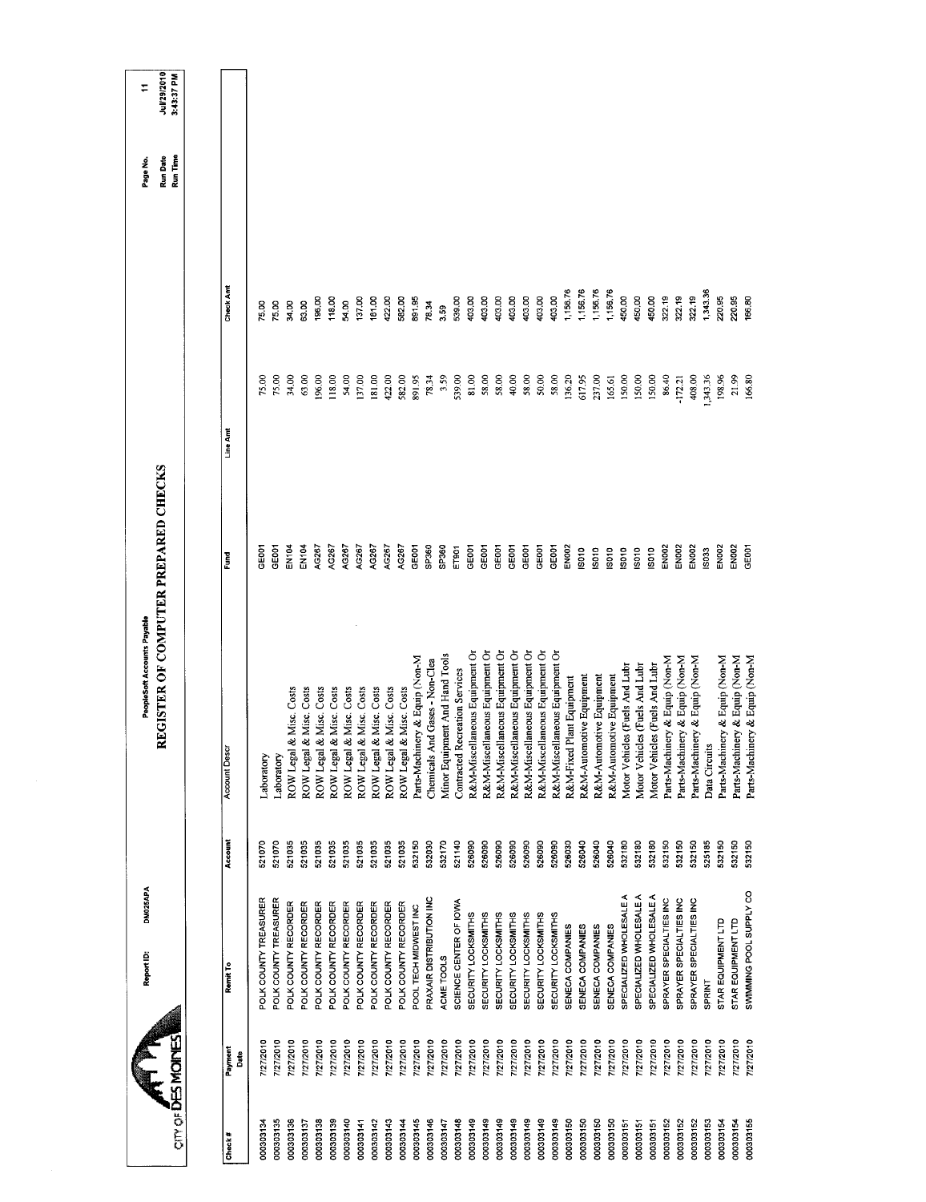CITY OF DES MOINES

Report ID: DM025APA

PeopleSoft Accounts Payable

# REGISTER OF COMPUTER PREPARED CHECKS

Page No. 11
Run Date Jul/29/2010
Run Time 3:43:37 PM

| Check # | Payment Date | Remit To | Account | Account Descr | Fund | Line Amt | Check Amt |
|---|---|---|---|---|---|---|---|
| 000303134 | 7/27/2010 | POLK COUNTY TREASURER | 521070 | Laboratory | GE001 | 75.00 | 75.00 |
| 000303135 | 7/27/2010 | POLK COUNTY TREASURER | 521070 | Laboratory | GE001 | 75.00 | 75.00 |
| 000303136 | 7/27/2010 | POLK COUNTY RECORDER | 521035 | ROW Legal & Misc. Costs | EN104 | 34.00 | 34.00 |
| 000303137 | 7/27/2010 | POLK COUNTY RECORDER | 521035 | ROW Legal & Misc. Costs | EN104 | 63.00 | 63.00 |
| 000303138 | 7/27/2010 | POLK COUNTY RECORDER | 521035 | ROW Legal & Misc. Costs | AG267 | 196.00 | 196.00 |
| 000303139 | 7/27/2010 | POLK COUNTY RECORDER | 521035 | ROW Legal & Misc. Costs | AG267 | 118.00 | 118.00 |
| 000303140 | 7/27/2010 | POLK COUNTY RECORDER | 521035 | ROW Legal & Misc. Costs | AG267 | 54.00 | 54.00 |
| 000303141 | 7/27/2010 | POLK COUNTY RECORDER | 521035 | ROW Legal & Misc. Costs | AG267 | 137.00 | 137.00 |
| 000303142 | 7/27/2010 | POLK COUNTY RECORDER | 521035 | ROW Legal & Misc. Costs | AG267 | 181.00 | 181.00 |
| 000303143 | 7/27/2010 | POLK COUNTY RECORDER | 521035 | ROW Legal & Misc. Costs | AG267 | 422.00 | 422.00 |
| 000303144 | 7/27/2010 | POLK COUNTY RECORDER | 521035 | ROW Legal & Misc. Costs | AG267 | 582.00 | 582.00 |
| 000303145 | 7/27/2010 | POOL TECH MIDWEST INC | 532150 | Parts-Machinery & Equip (Non-M | GE001 | 891.95 | 891.95 |
| 000303146 | 7/27/2010 | PRAXAIR DISTRIBUTION INC | 532030 | Chemicals And Gases - Non-Clea | SP360 | 78.34 | 78.34 |
| 000303147 | 7/27/2010 | ACME TOOLS | 532170 | Minor Equipment And Hand Tools | SP360 | 3.59 | 3.59 |
| 000303148 | 7/27/2010 | SCIENCE CENTER OF IOWA | 521140 | Contracted Recreation Services | ET901 | 539.00 | 539.00 |
| 000303149 | 7/27/2010 | SECURITY LOCKSMITHS | 526090 | R&M-Miscellaneous Equipment Or | GE001 | 81.00 | 403.00 |
| 000303149 | 7/27/2010 | SECURITY LOCKSMITHS | 526090 | R&M-Miscellaneous Equipment Or | GE001 | 58.00 | 403.00 |
| 000303149 | 7/27/2010 | SECURITY LOCKSMITHS | 526090 | R&M-Miscellaneous Equipment Or | GE001 | 58.00 | 403.00 |
| 000303149 | 7/27/2010 | SECURITY LOCKSMITHS | 526090 | R&M-Miscellaneous Equipment Or | GE001 | 40.00 | 403.00 |
| 000303149 | 7/27/2010 | SECURITY LOCKSMITHS | 526090 | R&M-Miscellaneous Equipment Or | GE001 | 58.00 | 403.00 |
| 000303149 | 7/27/2010 | SECURITY LOCKSMITHS | 526090 | R&M-Miscellaneous Equipment Or | GE001 | 50.00 | 403.00 |
| 000303149 | 7/27/2010 | SECURITY LOCKSMITHS | 526090 | R&M-Miscellaneous Equipment Or | GE001 | 58.00 | 403.00 |
| 000303150 | 7/27/2010 | SENECA COMPANIES | 526030 | R&M-Fixed Plant Equipment | EN002 | 136.20 | 1,156.76 |
| 000303150 | 7/27/2010 | SENECA COMPANIES | 526040 | R&M-Automotive Equipment | IS010 | 617.95 | 1,156.76 |
| 000303150 | 7/27/2010 | SENECA COMPANIES | 526040 | R&M-Automotive Equipment | IS010 | 237.00 | 1,156.76 |
| 000303150 | 7/27/2010 | SENECA COMPANIES | 526040 | R&M-Automotive Equipment | IS010 | 165.61 | 1,156.76 |
| 000303151 | 7/27/2010 | SPECIALIZED WHOLESALE A | 532180 | Motor Vehicles (Fuels And Lubr | IS010 | 150.00 | 450.00 |
| 000303151 | 7/27/2010 | SPECIALIZED WHOLESALE A | 532180 | Motor Vehicles (Fuels And Lubr | IS010 | 150.00 | 450.00 |
| 000303151 | 7/27/2010 | SPECIALIZED WHOLESALE A | 532180 | Motor Vehicles (Fuels And Lubr | IS010 | 150.00 | 450.00 |
| 000303152 | 7/27/2010 | SPRAYER SPECIALTIES INC | 532150 | Parts-Machinery & Equip (Non-M | EN002 | 86.40 | 322.19 |
| 000303152 | 7/27/2010 | SPRAYER SPECIALTIES INC | 532150 | Parts-Machinery & Equip (Non-M | EN002 | -172.21 | 322.19 |
| 000303152 | 7/27/2010 | SPRAYER SPECIALTIES INC | 532150 | Parts-Machinery & Equip (Non-M | EN002 | 408.00 | 322.19 |
| 000303153 | 7/27/2010 | SPRINT | 525185 | Data Circuits | IS033 | 1,343.36 | 1,343.36 |
| 000303154 | 7/27/2010 | STAR EQUIPMENT LTD | 532150 | Parts-Machinery & Equip (Non-M | EN002 | 198.96 | 220.95 |
| 000303154 | 7/27/2010 | STAR EQUIPMENT LTD | 532150 | Parts-Machinery & Equip (Non-M | EN002 | 21.99 | 220.95 |
| 000303155 | 7/27/2010 | SWIMMING POOL SUPPLY CO | 532150 | Parts-Machinery & Equip (Non-M | GE001 | 166.80 | 166.80 |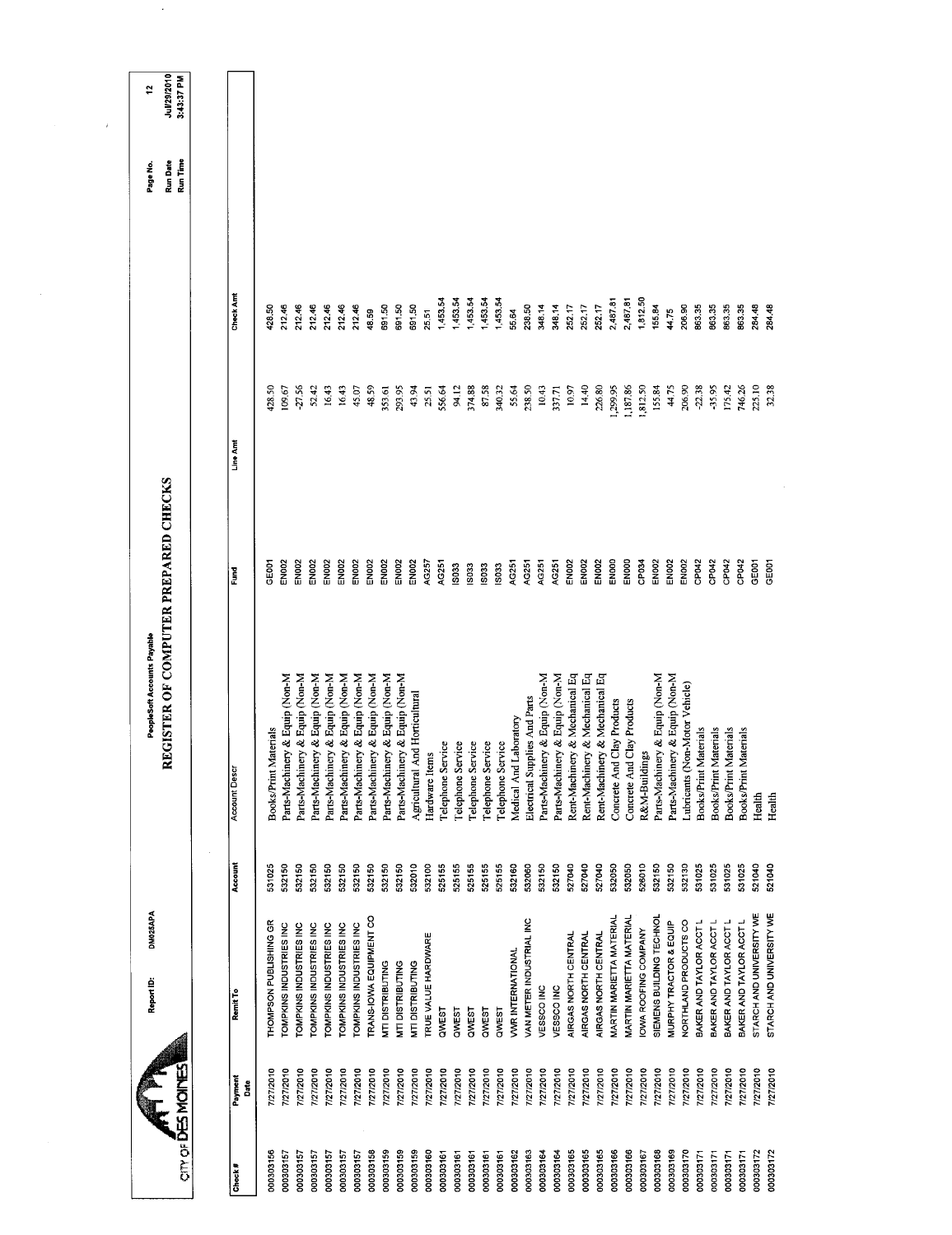CITY OF DES MOINES

Report ID: DM025APA

PeopleSoft Accounts Payable

# REGISTER OF COMPUTER PREPARED CHECKS

Page No. 12
Run Date Jul/29/2010
Run Time 3:43:37 PM

| Check # | Payment Date | Remit To | Account | Account Descr | Fund | Line Amt | Check Amt |
|---|---|---|---|---|---|---|---|
| 000303156 | 7/27/2010 | THOMPSON PUBLISHING GR | 531025 | Books/Print Materials | GE001 | 428.50 | 428.50 |
| 000303157 | 7/27/2010 | TOMPKINS INDUSTRIES INC | 532150 | Parts-Machinery & Equip (Non-M | EN002 | 109.67 | 212.46 |
| 000303157 | 7/27/2010 | TOMPKINS INDUSTRIES INC | 532150 | Parts-Machinery & Equip (Non-M | EN002 | -27.56 | 212.46 |
| 000303157 | 7/27/2010 | TOMPKINS INDUSTRIES INC | 532150 | Parts-Machinery & Equip (Non-M | EN002 | 52.42 | 212.46 |
| 000303157 | 7/27/2010 | TOMPKINS INDUSTRIES INC | 532150 | Parts-Machinery & Equip (Non-M | EN002 | 16.43 | 212.46 |
| 000303157 | 7/27/2010 | TOMPKINS INDUSTRIES INC | 532150 | Parts-Machinery & Equip (Non-M | EN002 | 16.43 | 212.46 |
| 000303157 | 7/27/2010 | TOMPKINS INDUSTRIES INC | 532150 | Parts-Machinery & Equip (Non-M | EN002 | 45.07 | 212.46 |
| 000303158 | 7/27/2010 | TRANS-IOWA EQUIPMENT CO | 532150 | Parts-Machinery & Equip (Non-M | EN002 | 48.59 | 48.59 |
| 000303159 | 7/27/2010 | MTI DISTRIBUTING | 532150 | Parts-Machinery & Equip (Non-M | EN002 | 353.61 | 691.50 |
| 000303159 | 7/27/2010 | MTI DISTRIBUTING | 532150 | Parts-Machinery & Equip (Non-M | EN002 | 293.95 | 691.50 |
| 000303159 | 7/27/2010 | MTI DISTRIBUTING | 532010 | Agricultural And Horticultural | EN002 | 43.94 | 691.50 |
| 000303160 | 7/27/2010 | TRUE VALUE HARDWARE | 532100 | Hardware Items | AG257 | 25.51 | 25.51 |
| 000303161 | 7/27/2010 | QWEST | 525155 | Telephone Service | AG251 | 556.64 | 1,453.54 |
| 000303161 | 7/27/2010 | QWEST | 525155 | Telephone Service | IS033 | 94.12 | 1,453.54 |
| 000303161 | 7/27/2010 | QWEST | 525155 | Telephone Service | IS033 | 374.88 | 1,453.54 |
| 000303161 | 7/27/2010 | QWEST | 525155 | Telephone Service | IS033 | 87.58 | 1,453.54 |
| 000303161 | 7/27/2010 | QWEST | 525155 | Telephone Service | IS033 | 340.32 | 1,453.54 |
| 000303162 | 7/27/2010 | VWR INTERNATIONAL | 532160 | Medical And Laboratory | AG251 | 55.64 | 55.64 |
| 000303163 | 7/27/2010 | VAN METER INDUSTRIAL INC | 532060 | Electrical Supplies And Parts | AG251 | 238.50 | 238.50 |
| 000303164 | 7/27/2010 | VESSCO INC | 532150 | Parts-Machinery & Equip (Non-M | AG251 | 10.43 | 348.14 |
| 000303164 | 7/27/2010 | VESSCO INC | 532150 | Parts-Machinery & Equip (Non-M | AG251 | 337.71 | 348.14 |
| 000303165 | 7/27/2010 | AIRGAS NORTH CENTRAL | 527040 | Rent-Machinery & Mechanical Eq | EN002 | 10.97 | 252.17 |
| 000303165 | 7/27/2010 | AIRGAS NORTH CENTRAL | 527040 | Rent-Machinery & Mechanical Eq | EN002 | 14.40 | 252.17 |
| 000303165 | 7/27/2010 | AIRGAS NORTH CENTRAL | 527040 | Rent-Machinery & Mechanical Eq | EN002 | 226.80 | 252.17 |
| 000303166 | 7/27/2010 | MARTIN MARIETTA MATERIAL | 532050 | Concrete And Clay Products | EN000 | 1,299.95 | 2,487.81 |
| 000303166 | 7/27/2010 | MARTIN MARIETTA MATERIAL | 532050 | Concrete And Clay Products | EN000 | 1,187.86 | 2,487.81 |
| 000303167 | 7/27/2010 | IOWA ROOFING COMPANY | 526010 | R&M-Buildings | CP034 | 1,812.50 | 1,812.50 |
| 000303168 | 7/27/2010 | SIEMENS BUILDING TECHNOL | 532150 | Parts-Machinery & Equip (Non-M | EN002 | 155.84 | 155.84 |
| 000303169 | 7/27/2010 | MURPHY TRACTOR & EQUIP | 532150 | Parts-Machinery & Equip (Non-M | EN002 | 44.75 | 44.75 |
| 000303170 | 7/27/2010 | NORTHLAND PRODUCTS CO | 532130 | Lubricants (Non-Motor Vehicle) | EN002 | 206.90 | 206.90 |
| 000303171 | 7/27/2010 | BAKER AND TAYLOR ACCT L | 531025 | Books/Print Materials | CP042 | -22.38 | 863.35 |
| 000303171 | 7/27/2010 | BAKER AND TAYLOR ACCT L | 531025 | Books/Print Materials | CP042 | -35.95 | 863.35 |
| 000303171 | 7/27/2010 | BAKER AND TAYLOR ACCT L | 531025 | Books/Print Materials | CP042 | 175.42 | 863.35 |
| 000303171 | 7/27/2010 | BAKER AND TAYLOR ACCT L | 531025 | Books/Print Materials | CP042 | 746.26 | 863.35 |
| 000303172 | 7/27/2010 | STARCH AND UNIVERSITY WE | 521040 | Health | GE001 | 225.10 | 284.48 |
| 000303172 | 7/27/2010 | STARCH AND UNIVERSITY WE | 521040 | Health | GE001 | 32.38 | 284.48 |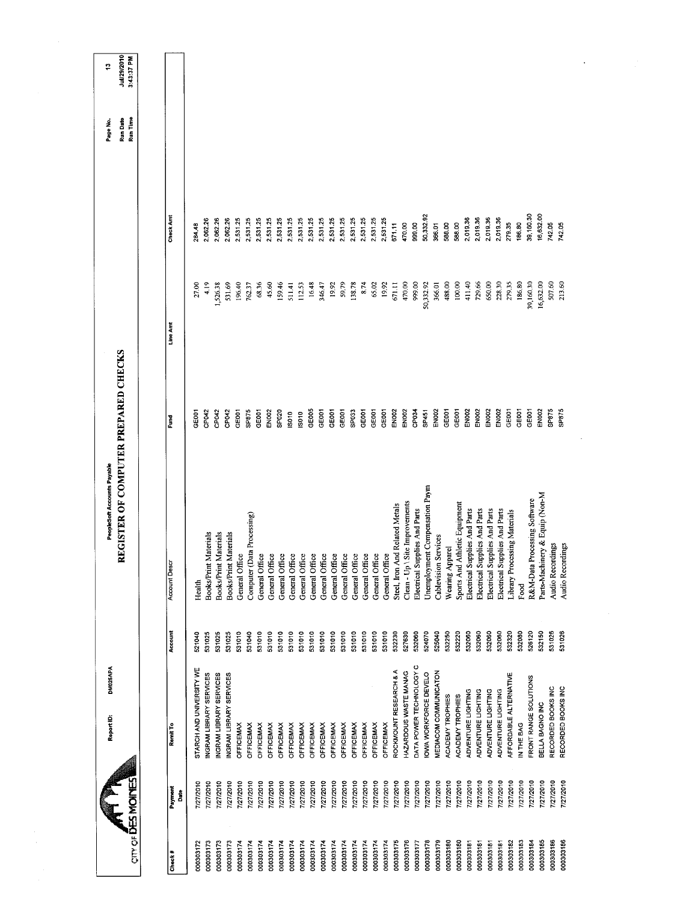CITY OF DES MOINES

Report ID: DM025APA

PeopleSoft Accounts Payable

# REGISTER OF COMPUTER PREPARED CHECKS

Page No. 13
Run Date Jul/29/2010
Run Time 3:43:37 PM

| Check # | Payment Date | Remit To | Account | Account Descr | Fund | Line Amt | Check Amt |
|---|---|---|---|---|---|---|---|
| 000303172 | 7/27/2010 | STARCH AND UNIVERSITY WE | 521040 | Health | GE001 | 27.00 | 284.48 |
| 000303173 | 7/27/2010 | INGRAM LIBRARY SERVICES | 531025 | Books/Print Materials | CP042 | 4.19 | 2,062.26 |
| 000303173 | 7/27/2010 | INGRAM LIBRARY SERVICES | 531025 | Books/Print Materials | CP042 | 1,526.38 | 2,062.26 |
| 000303173 | 7/27/2010 | INGRAM LIBRARY SERVICES | 531025 | Books/Print Materials | CP042 | 531.69 | 2,062.26 |
| 000303174 | 7/27/2010 | OFFICEMAX | 531010 | General Office | GE001 | 196.40 | 2,531.25 |
| 000303174 | 7/27/2010 | OFFICEMAX | 531040 | Computer (Data Processing) | SP875 | 762.37 | 2,531.25 |
| 000303174 | 7/27/2010 | OFFICEMAX | 531010 | General Office | GE001 | 68.36 | 2,531.25 |
| 000303174 | 7/27/2010 | OFFICEMAX | 531010 | General Office | EN002 | 45.60 | 2,531.25 |
| 000303174 | 7/27/2010 | OFFICEMAX | 531010 | General Office | SP020 | 159.46 | 2,531.25 |
| 000303174 | 7/27/2010 | OFFICEMAX | 531010 | General Office | IS010 | 511.41 | 2,531.25 |
| 000303174 | 7/27/2010 | OFFICEMAX | 531010 | General Office | IS010 | 112.53 | 2,531.25 |
| 000303174 | 7/27/2010 | OFFICEMAX | 531010 | General Office | GE005 | 16.48 | 2,531.25 |
| 000303174 | 7/27/2010 | OFFICEMAX | 531010 | General Office | GE001 | 346.47 | 2,531.25 |
| 000303174 | 7/27/2010 | OFFICEMAX | 531010 | General Office | GE001 | 19.92 | 2,531.25 |
| 000303174 | 7/27/2010 | OFFICEMAX | 531010 | General Office | GE001 | 59.79 | 2,531.25 |
| 000303174 | 7/27/2010 | OFFICEMAX | 531010 | General Office | SP033 | 138.78 | 2,531.25 |
| 000303174 | 7/27/2010 | OFFICEMAX | 531010 | General Office | GE001 | 8.74 | 2,531.25 |
| 000303174 | 7/27/2010 | OFFICEMAX | 531010 | General Office | GE001 | 65.02 | 2,531.25 |
| 000303174 | 7/27/2010 | OFFICEMAX | 531010 | General Office | GE001 | 19.92 | 2,531.25 |
| 000303175 | 7/27/2010 | ROCKMOUNT RESEARCH & A | 532230 | Steel, Iron And Related Metals | EN002 | 671.11 | 671.11 |
| 000303176 | 7/27/2010 | HAZARDOUS WASTE MANAG | 527630 | Clean - Up \ Site Improvements | EN002 | 470.00 | 470.00 |
| 000303177 | 7/27/2010 | DATA POWER TECHNOLOGY C | 532060 | Electrical Supplies And Parts | CP034 | 999.00 | 999.00 |
| 000303178 | 7/27/2010 | IOWA WORKFORCE DEVELO | 524070 | Unemployment Compensation Paym | SP451 | 50,332.92 | 50,332.92 |
| 000303179 | 7/27/2010 | MEDIACOM COMMUNICATON | 525040 | Cablevision Services | EN002 | 366.01 | 366.01 |
| 000303180 | 7/27/2010 | ACADEMY TROPHIES | 532250 | Wearing Apparel | GE001 | 488.00 | 588.00 |
| 000303180 | 7/27/2010 | ACADEMY TROPHIES | 532220 | Sports And Athletic Equipment | GE001 | 100.00 | 588.00 |
| 000303181 | 7/27/2010 | ADVENTURE LIGHTING | 532060 | Electrical Supplies And Parts | EN002 | 411.40 | 2,019.36 |
| 000303181 | 7/27/2010 | ADVENTURE LIGHTING | 532060 | Electrical Supplies And Parts | EN002 | 729.66 | 2,019.36 |
| 000303181 | 7/27/2010 | ADVENTURE LIGHTING | 532060 | Electrical Supplies And Parts | EN002 | 650.00 | 2,019.36 |
| 000303181 | 7/27/2010 | ADVENTURE LIGHTING | 532060 | Electrical Supplies And Parts | EN002 | 228.30 | 2,019.36 |
| 000303182 | 7/27/2010 | AFFORDABLE ALTERNATIVE | 532320 | Library Processing Materials | GE001 | 279.35 | 279.35 |
| 000303183 | 7/27/2010 | IN THE BAG | 532080 | Food | GE001 | 186.80 | 186.80 |
| 000303184 | 7/27/2010 | FRONT RANGE SOLUTIONS | 526120 | R&M-Data Processing Software | GE001 | 39,160.30 | 39,160.30 |
| 000303185 | 7/27/2010 | BELLA BAGNO INC | 532150 | Parts-Machinery & Equip (Non-M | EN002 | 16,632.00 | 16,632.00 |
| 000303186 | 7/27/2010 | RECORDED BOOKS INC | 531026 | Audio Recordings | SP875 | 507.60 | 742.05 |
| 000303186 | 7/27/2010 | RECORDED BOOKS INC | 531026 | Audio Recordings | SP875 | 213.60 | 742.05 |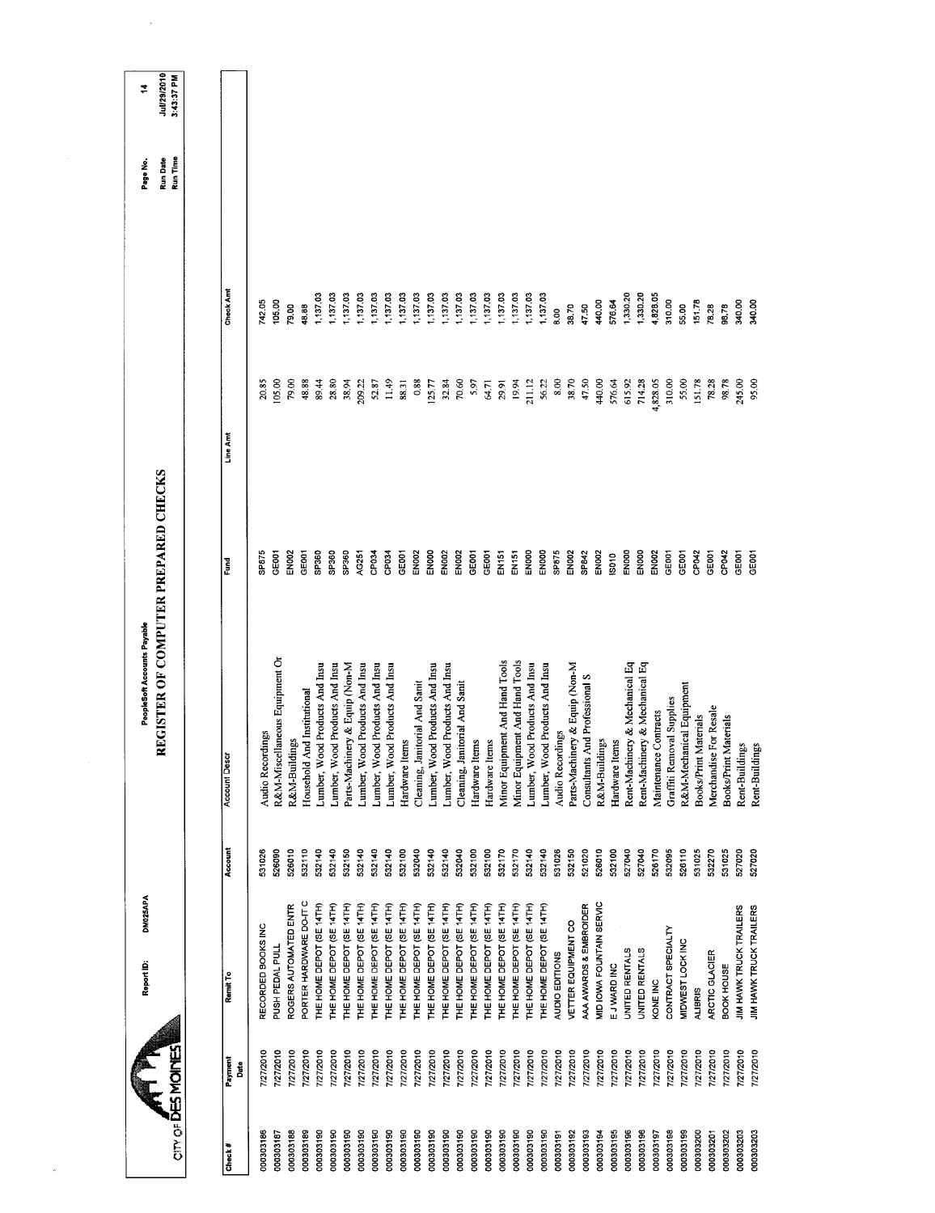CITY OF DES MOINES

Report ID: DM025APA

PeopleSoft Accounts Payable

# REGISTER OF COMPUTER PREPARED CHECKS

Run Date Jul/29/2010
Run Time 3:43:37 PM

| Check # | Payment Date | Remit To | Account | Account Descr | Fund | Line Amt | Check Amt |
|---|---|---|---|---|---|---|---|
| 000303186 | 7/27/2010 | RECORDED BOOKS INC | 531026 | Audio Recordings | SP875 | 20.85 | 742.05 |
| 000303187 | 7/27/2010 | PUSH PEDAL PULL | 526090 | R&M-Miscellaneous Equipment Or | GE001 | 105.00 | 105.00 |
| 000303188 | 7/27/2010 | ROGERS AUTOMATED ENTR | 526010 | R&M-Buildings | EN002 | 79.00 | 79.00 |
| 000303189 | 7/27/2010 | PORTER HARDWARE DO-IT C | 532110 | Household And Institutional | GE001 | 48.88 | 48.88 |
| 000303190 | 7/27/2010 | THE HOME DEPOT (SE 14TH) | 532140 | Lumber, Wood Products And Insu | SP360 | 89.44 | 1,137.03 |
| 000303190 | 7/27/2010 | THE HOME DEPOT (SE 14TH) | 532140 | Lumber, Wood Products And Insu | SP360 | 28.80 | 1,137.03 |
| 000303190 | 7/27/2010 | THE HOME DEPOT (SE 14TH) | 532150 | Parts-Machinery & Equip (Non-M | SP360 | 38.94 | 1,137.03 |
| 000303190 | 7/27/2010 | THE HOME DEPOT (SE 14TH) | 532140 | Lumber, Wood Products And Insu | AG251 | 209.22 | 1,137.03 |
| 000303190 | 7/27/2010 | THE HOME DEPOT (SE 14TH) | 532140 | Lumber, Wood Products And Insu | CP034 | 52.87 | 1,137.03 |
| 000303190 | 7/27/2010 | THE HOME DEPOT (SE 14TH) | 532140 | Lumber, Wood Products And Insu | CP034 | 11.49 | 1,137.03 |
| 000303190 | 7/27/2010 | THE HOME DEPOT (SE 14TH) | 532100 | Hardware Items | GE001 | 88.31 | 1,137.03 |
| 000303190 | 7/27/2010 | THE HOME DEPOT (SE 14TH) | 532040 | Cleaning, Janitorial And Sanit | EN002 | 0.88 | 1,137.03 |
| 000303190 | 7/27/2010 | THE HOME DEPOT (SE 14TH) | 532140 | Lumber, Wood Products And Insu | EN002 | 125.77 | 1,137.03 |
| 000303190 | 7/27/2010 | THE HOME DEPOT (SE 14TH) | 532140 | Lumber, Wood Products And Insu | EN002 | 32.84 | 1,137.03 |
| 000303190 | 7/27/2010 | THE HOME DEPOT (SE 14TH) | 532040 | Cleaning, Janitorial And Sanit | EN002 | 70.60 | 1,137.03 |
| 000303190 | 7/27/2010 | THE HOME DEPOT (SE 14TH) | 532100 | Hardware Items | GE001 | 5.97 | 1,137.03 |
| 000303190 | 7/27/2010 | THE HOME DEPOT (SE 14TH) | 532100 | Hardware Items | GE001 | 64.71 | 1,137.03 |
| 000303190 | 7/27/2010 | THE HOME DEPOT (SE 14TH) | 532170 | Minor Equipment And Hand Tools | EN151 | 29.91 | 1,137.03 |
| 000303190 | 7/27/2010 | THE HOME DEPOT (SE 14TH) | 532170 | Minor Equipment And Hand Tools | EN151 | 19.94 | 1,137.03 |
| 000303190 | 7/27/2010 | THE HOME DEPOT (SE 14TH) | 532140 | Lumber, Wood Products And Insu | EN000 | 211.12 | 1,137.03 |
| 000303190 | 7/27/2010 | THE HOME DEPOT (SE 14TH) | 532140 | Lumber, Wood Products And Insu | EN000 | 56.22 | 1,137.03 |
| 000303191 | 7/27/2010 | AUDIO EDITIONS | 531026 | Audio Recordings | SP875 | 8.00 | 8.00 |
| 000303192 | 7/27/2010 | VETTER EQUIPMENT CO | 532150 | Parts-Machinery & Equip (Non-M | EN002 | 38.70 | 38.70 |
| 000303193 | 7/27/2010 | AAA AWARDS & EMBROIDER | 521020 | Consultants And Professional S | SP842 | 47.50 | 47.50 |
| 000303194 | 7/27/2010 | MID IOWA FOUNTAIN SERVIC | 526010 | R&M-Buildings | EN002 | 440.00 | 440.00 |
| 000303195 | 7/27/2010 | E J WARD INC | 532100 | Hardware Items | IS010 | 576.64 | 576.64 |
| 000303196 | 7/27/2010 | UNITED RENTALS | 527040 | Rent-Machinery & Mechanical Eq | EN000 | 615.92 | 1,330.20 |
| 000303196 | 7/27/2010 | UNITED RENTALS | 527040 | Rent-Machinery & Mechanical Eq | EN000 | 714.28 | 1,330.20 |
| 000303197 | 7/27/2010 | KONE INC | 526170 | Maintenance Contracts | EN002 | 4,828.05 | 4,828.05 |
| 000303198 | 7/27/2010 | CONTRACT SPECIALTY | 532095 | Graffiti Removal Supplies | GE001 | 310.00 | 310.00 |
| 000303199 | 7/27/2010 | MIDWEST LOCK INC | 526110 | R&M-Mechanical Equipment | GE001 | 55.00 | 55.00 |
| 000303200 | 7/27/2010 | ALIBRIS | 531025 | Books/Print Materials | CP042 | 151.78 | 151.78 |
| 000303201 | 7/27/2010 | ARCTIC GLACIER | 532270 | Merchandise For Resale | GE001 | 78.28 | 78.28 |
| 000303202 | 7/27/2010 | BOOK HOUSE | 531025 | Books/Print Materials | CP042 | 98.78 | 98.78 |
| 000303203 | 7/27/2010 | JIM HAWK TRUCK TRAILERS | 527020 | Rent-Buildings | GE001 | 245.00 | 340.00 |
| 000303203 | 7/27/2010 | JIM HAWK TRUCK TRAILERS | 527020 | Rent-Buildings | GE001 | 95.00 | 340.00 |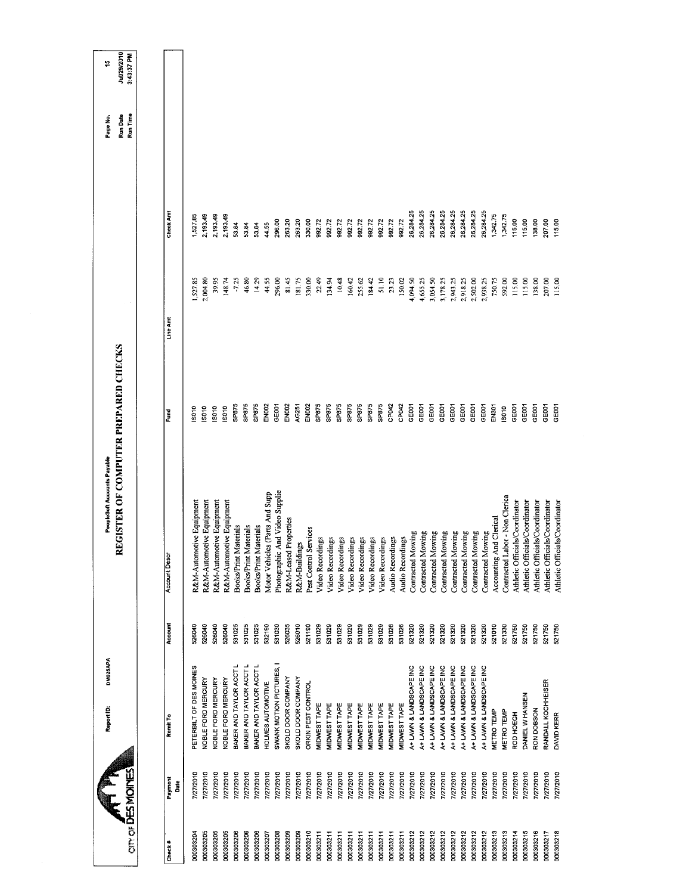# CITY OF DES MOINES

Report ID: DM025APA

PeopleSoft Accounts Payable

## REGISTER OF COMPUTER PREPARED CHECKS

Page No. 15
Run Date Jul/29/2010
Run Time 3:43:37 PM

| Check # | Payment Date | Remit To | Account | Account Descr | Fund | Line Amt | Check Amt |
|---|---|---|---|---|---|---|---|
| 000303204 | 7/27/2010 | PETERBILT OF DES MOINES | 526040 | R&M-Automotive Equipment | IS010 | 1,527.85 | 1,527.85 |
| 000303205 | 7/27/2010 | NOBLE FORD MERCURY | 526040 | R&M-Automotive Equipment | IS010 | 2,004.80 | 2,193.49 |
| 000303205 | 7/27/2010 | NOBLE FORD MERCURY | 526040 | R&M-Automotive Equipment | IS010 | 39.95 | 2,193.49 |
| 000303205 | 7/27/2010 | NOBLE FORD MERCURY | 526040 | R&M-Automotive Equipment | IS010 | 148.74 | 2,193.49 |
| 000303206 | 7/27/2010 | BAKER AND TAYLOR ACCT L | 531025 | Books/Print Materials | SP875 | -7.25 | 53.84 |
| 000303206 | 7/27/2010 | BAKER AND TAYLOR ACCT L | 531025 | Books/Print Materials | SP875 | 46.80 | 53.84 |
| 000303206 | 7/27/2010 | BAKER AND TAYLOR ACCT L | 531025 | Books/Print Materials | SP875 | 14.29 | 53.84 |
| 000303207 | 7/27/2010 | HOLMES AUTOMOTIVE | 532190 | Motor Vehicles (Parts And Supp | EN002 | 44.55 | 44.55 |
| 000303208 | 7/27/2010 | SWANK MOTION PICTURES, I | 531030 | Photographic And Video Supplie | GE001 | 296.00 | 296.00 |
| 000303209 | 7/27/2010 | SKOLD DOOR COMPANY | 526035 | R&M-Leased Properties | EN002 | 81.45 | 263.20 |
| 000303209 | 7/27/2010 | SKOLD DOOR COMPANY | 526010 | R&M-Buildings | AG251 | 181.75 | 263.20 |
| 000303210 | 7/27/2010 | ORKIN PEST CONTROL | 521190 | Pest Control Services | EN002 | 330.00 | 330.00 |
| 000303211 | 7/27/2010 | MIDWEST TAPE | 531029 | Video Recordings | SP875 | 22.49 | 992.72 |
| 000303211 | 7/27/2010 | MIDWEST TAPE | 531029 | Video Recordings | SP875 | 134.94 | 992.72 |
| 000303211 | 7/27/2010 | MIDWEST TAPE | 531029 | Video Recordings | SP875 | 10.48 | 992.72 |
| 000303211 | 7/27/2010 | MIDWEST TAPE | 531029 | Video Recordings | SP875 | 160.42 | 992.72 |
| 000303211 | 7/27/2010 | MIDWEST TAPE | 531029 | Video Recordings | SP875 | 255.62 | 992.72 |
| 000303211 | 7/27/2010 | MIDWEST TAPE | 531029 | Video Recordings | SP875 | 184.42 | 992.72 |
| 000303211 | 7/27/2010 | MIDWEST TAPE | 531029 | Video Recordings | SP875 | 51.10 | 992.72 |
| 000303211 | 7/27/2010 | MIDWEST TAPE | 531026 | Audio Recordings | CP042 | 23.23 | 992.72 |
| 000303211 | 7/27/2010 | MIDWEST TAPE | 531026 | Audio Recordings | CP042 | 150.02 | 992.72 |
| 000303212 | 7/27/2010 | A+ LAWN & LANDSCAPE INC | 521320 | Contracted Mowing | GE001 | 4,094.50 | 26,284.25 |
| 000303212 | 7/27/2010 | A+ LAWN & LANDSCAPE INC | 521320 | Contracted Mowing | GE001 | 4,655.25 | 26,284.25 |
| 000303212 | 7/27/2010 | A+ LAWN & LANDSCAPE INC | 521320 | Contracted Mowing | GE001 | 3,054.50 | 26,284.25 |
| 000303212 | 7/27/2010 | A+ LAWN & LANDSCAPE INC | 521320 | Contracted Mowing | GE001 | 3,178.25 | 26,284.25 |
| 000303212 | 7/27/2010 | A+ LAWN & LANDSCAPE INC | 521320 | Contracted Mowing | GE001 | 2,943.25 | 26,284.25 |
| 000303212 | 7/27/2010 | A+ LAWN & LANDSCAPE INC | 521320 | Contracted Mowing | GE001 | 2,918.25 | 26,284.25 |
| 000303212 | 7/27/2010 | A+ LAWN & LANDSCAPE INC | 521320 | Contracted Mowing | GE001 | 2,502.00 | 26,284.25 |
| 000303212 | 7/27/2010 | A+ LAWN & LANDSCAPE INC | 521320 | Contracted Mowing | GE001 | 2,938.25 | 26,284.25 |
| 000303213 | 7/27/2010 | METRO TEMP | 521010 | Accounting And Clerical | EN301 | 750.75 | 1,342.75 |
| 000303213 | 7/27/2010 | METRO TEMP | 521330 | Contracted Labor - Non Clerica | IS010 | 592.00 | 1,342.75 |
| 000303214 | 7/27/2010 | ROD HOEGH | 521750 | Athletic Officials/Coordinator | GE001 | 115.00 | 115.00 |
| 000303215 | 7/27/2010 | DANIEL W HANSEN | 521750 | Athletic Officials/Coordinator | GE001 | 115.00 | 115.00 |
| 000303216 | 7/27/2010 | RON DOBSON | 521750 | Athletic Officials/Coordinator | GE001 | 138.00 | 138.00 |
| 000303217 | 7/27/2010 | RANDALL KOCHHEISER | 521750 | Athletic Officials/Coordinator | GE001 | 207.00 | 207.00 |
| 000303218 | 7/27/2010 | DAVID KERR | 521750 | Athletic Officials/Coordinator | GE001 | 115.00 | 115.00 |